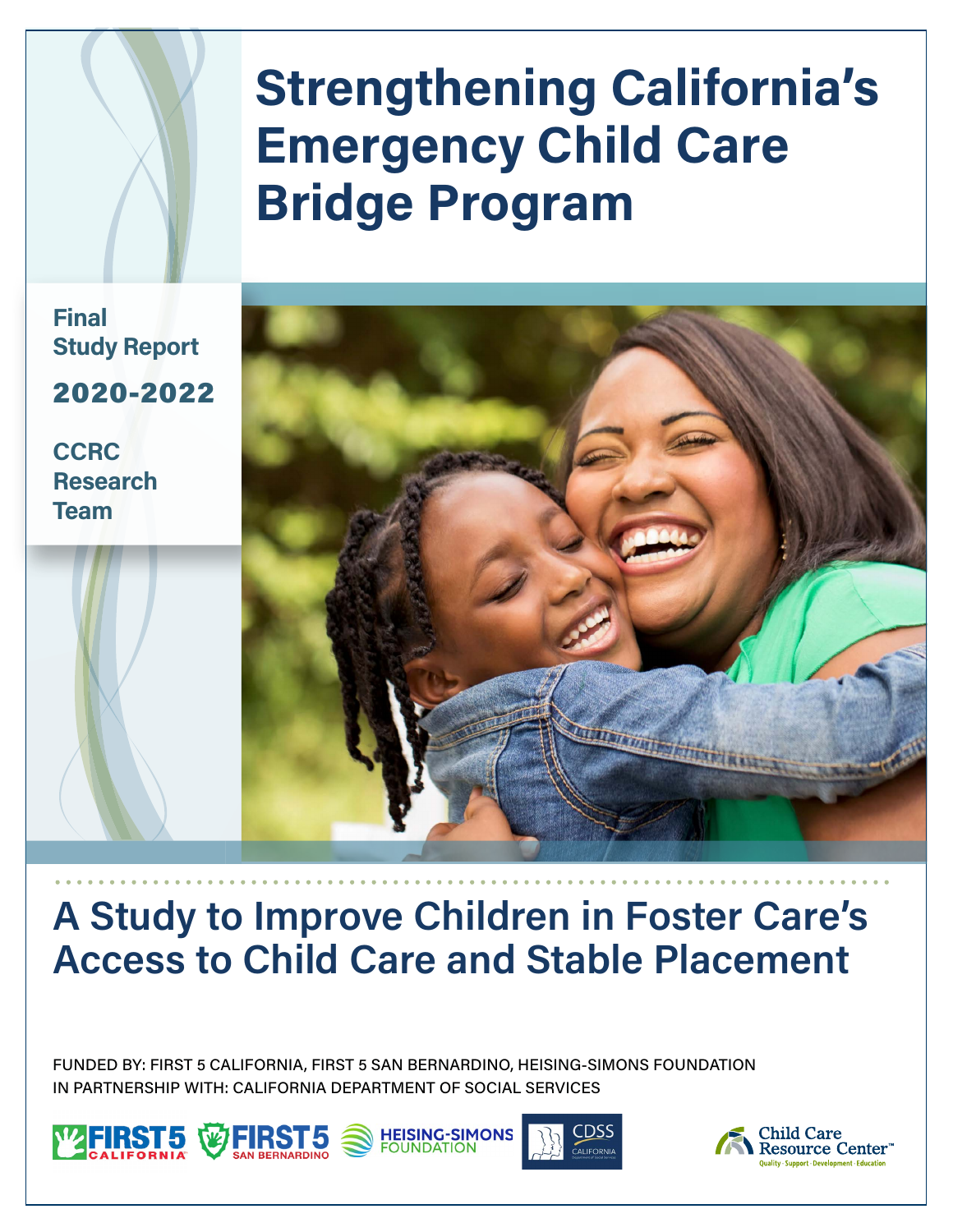# Strengthening California's Emergency Child Care Bridge Program

Final Study Report

**2020-2022**

CCRC Research Team

## A Study to Improve Children in Foster Care's Access to Child Care and Stable Placement

FUNDED BY: FIRST 5 CALIFORNIA, FIRST 5 SAN BERNARDINO, HEISING-SIMONS FOUNDATION
IN PARTNERSHIP WITH: CALIFORNIA DEPARTMENT OF SOCIAL SERVICES

FIRST 5 CALIFORNIA | FIRST 5 SAN BERNARDINO | HEISING-SIMONS FOUNDATION | CDSS CALIFORNIA | Child Care Resource Center™ Quality · Support · Development · Education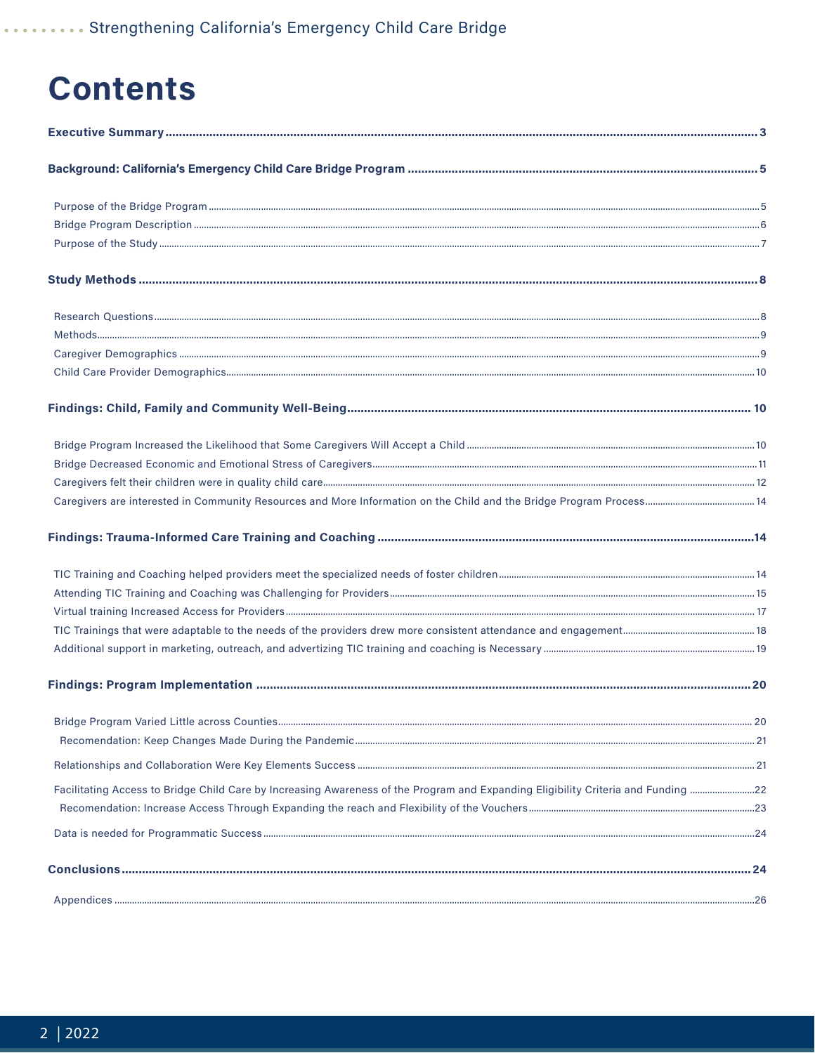# Contents

**Executive Summary** ........ 3

**Background: California's Emergency Child Care Bridge Program** ........ 5

- Purpose of the Bridge Program ........ 5
- Bridge Program Description ........ 6
- Purpose of the Study ........ 7

**Study Methods** ........ 8

- Research Questions ........ 8
- Methods ........ 9
- Caregiver Demographics ........ 9
- Child Care Provider Demographics ........ 10

**Findings: Child, Family and Community Well-Being** ........ 10

- Bridge Program Increased the Likelihood that Some Caregivers Will Accept a Child ........ 10
- Bridge Decreased Economic and Emotional Stress of Caregivers ........ 11
- Caregivers felt their children were in quality child care ........ 12
- Caregivers are interested in Community Resources and More Information on the Child and the Bridge Program Process ........ 14

**Findings: Trauma-Informed Care Training and Coaching** ........ 14

- TIC Training and Coaching helped providers meet the specialized needs of foster children ........ 14
- Attending TIC Training and Coaching was Challenging for Providers ........ 15
- Virtual training Increased Access for Providers ........ 17
- TIC Trainings that were adaptable to the needs of the providers drew more consistent attendance and engagement ........ 18
- Additional support in marketing, outreach, and advertizing TIC training and coaching is Necessary ........ 19

**Findings: Program Implementation** ........ 20

- Bridge Program Varied Little across Counties ........ 20
  - Recomendation: Keep Changes Made During the Pandemic ........ 21
- Relationships and Collaboration Were Key Elements Success ........ 21
- Facilitating Access to Bridge Child Care by Increasing Awareness of the Program and Expanding Eligibility Criteria and Funding ........ 22
  - Recomendation: Increase Access Through Expanding the reach and Flexibility of the Vouchers ........ 23
- Data is needed for Programmatic Success ........ 24

**Conclusions** ........ 24

- Appendices ........ 26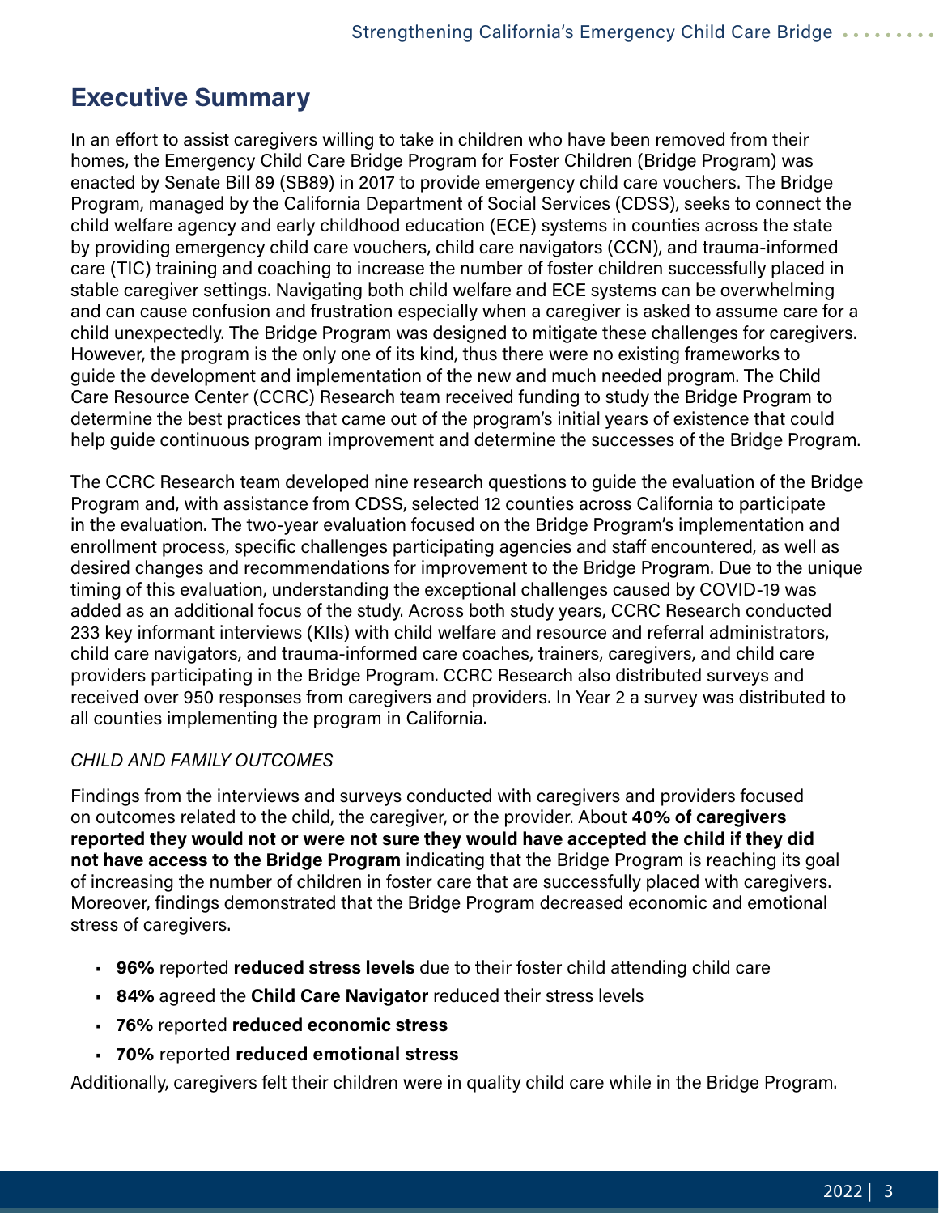## Executive Summary

In an effort to assist caregivers willing to take in children who have been removed from their homes, the Emergency Child Care Bridge Program for Foster Children (Bridge Program) was enacted by Senate Bill 89 (SB89) in 2017 to provide emergency child care vouchers. The Bridge Program, managed by the California Department of Social Services (CDSS), seeks to connect the child welfare agency and early childhood education (ECE) systems in counties across the state by providing emergency child care vouchers, child care navigators (CCN), and trauma-informed care (TIC) training and coaching to increase the number of foster children successfully placed in stable caregiver settings. Navigating both child welfare and ECE systems can be overwhelming and can cause confusion and frustration especially when a caregiver is asked to assume care for a child unexpectedly. The Bridge Program was designed to mitigate these challenges for caregivers. However, the program is the only one of its kind, thus there were no existing frameworks to guide the development and implementation of the new and much needed program. The Child Care Resource Center (CCRC) Research team received funding to study the Bridge Program to determine the best practices that came out of the program's initial years of existence that could help guide continuous program improvement and determine the successes of the Bridge Program.

The CCRC Research team developed nine research questions to guide the evaluation of the Bridge Program and, with assistance from CDSS, selected 12 counties across California to participate in the evaluation. The two-year evaluation focused on the Bridge Program's implementation and enrollment process, specific challenges participating agencies and staff encountered, as well as desired changes and recommendations for improvement to the Bridge Program. Due to the unique timing of this evaluation, understanding the exceptional challenges caused by COVID-19 was added as an additional focus of the study. Across both study years, CCRC Research conducted 233 key informant interviews (KIIs) with child welfare and resource and referral administrators, child care navigators, and trauma-informed care coaches, trainers, caregivers, and child care providers participating in the Bridge Program. CCRC Research also distributed surveys and received over 950 responses from caregivers and providers. In Year 2 a survey was distributed to all counties implementing the program in California.

*CHILD AND FAMILY OUTCOMES*

Findings from the interviews and surveys conducted with caregivers and providers focused on outcomes related to the child, the caregiver, or the provider. About **40% of caregivers reported they would not or were not sure they would have accepted the child if they did not have access to the Bridge Program** indicating that the Bridge Program is reaching its goal of increasing the number of children in foster care that are successfully placed with caregivers. Moreover, findings demonstrated that the Bridge Program decreased economic and emotional stress of caregivers.

- **96%** reported **reduced stress levels** due to their foster child attending child care
- **84%** agreed the **Child Care Navigator** reduced their stress levels
- **76%** reported **reduced economic stress**
- **70%** reported **reduced emotional stress**

Additionally, caregivers felt their children were in quality child care while in the Bridge Program.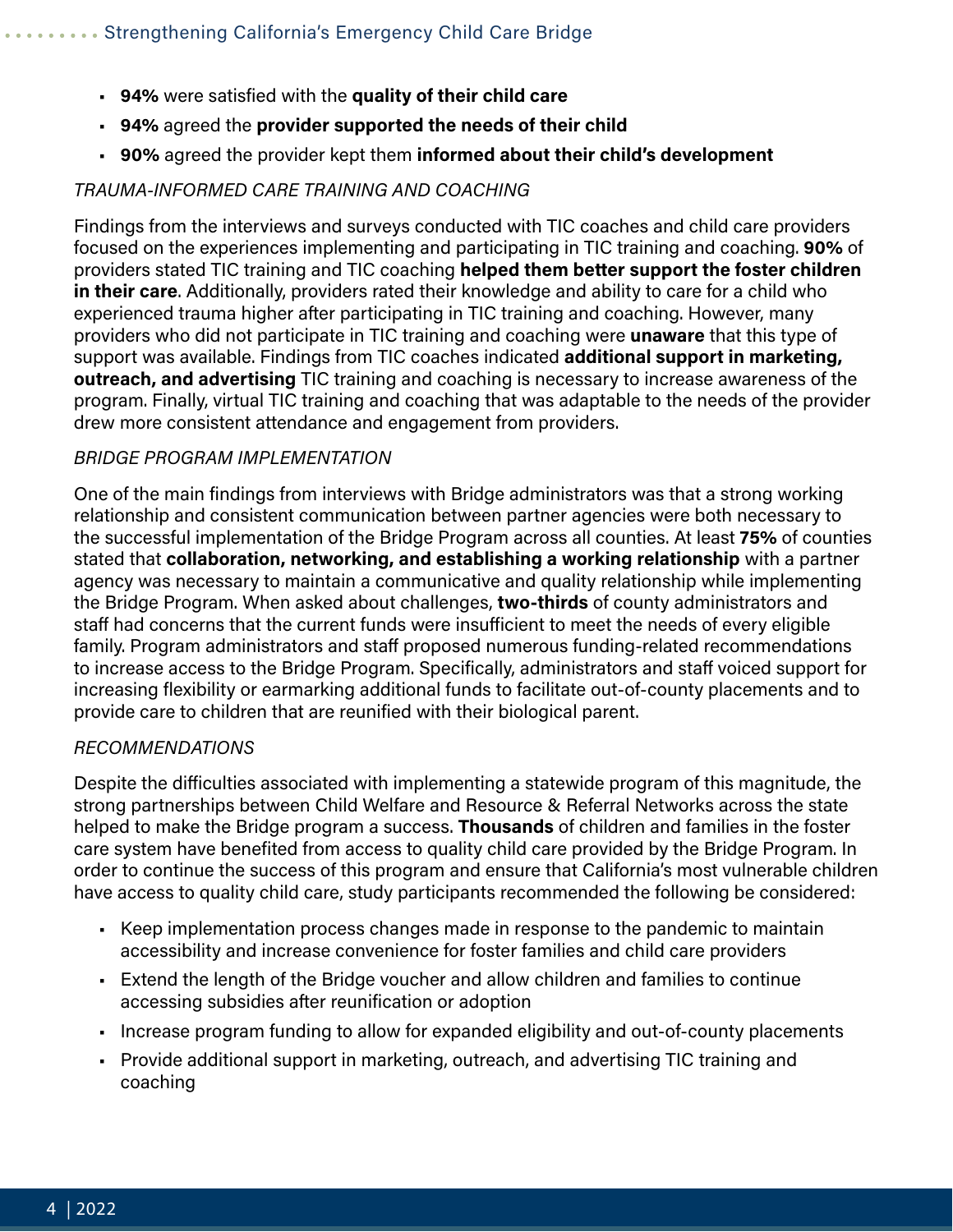- **94%** were satisfied with the **quality of their child care**
- **94%** agreed the **provider supported the needs of their child**
- **90%** agreed the provider kept them **informed about their child's development**

*TRAUMA-INFORMED CARE TRAINING AND COACHING*

Findings from the interviews and surveys conducted with TIC coaches and child care providers focused on the experiences implementing and participating in TIC training and coaching. **90%** of providers stated TIC training and TIC coaching **helped them better support the foster children in their care**. Additionally, providers rated their knowledge and ability to care for a child who experienced trauma higher after participating in TIC training and coaching. However, many providers who did not participate in TIC training and coaching were **unaware** that this type of support was available. Findings from TIC coaches indicated **additional support in marketing, outreach, and advertising** TIC training and coaching is necessary to increase awareness of the program. Finally, virtual TIC training and coaching that was adaptable to the needs of the provider drew more consistent attendance and engagement from providers.

*BRIDGE PROGRAM IMPLEMENTATION*

One of the main findings from interviews with Bridge administrators was that a strong working relationship and consistent communication between partner agencies were both necessary to the successful implementation of the Bridge Program across all counties. At least **75%** of counties stated that **collaboration, networking, and establishing a working relationship** with a partner agency was necessary to maintain a communicative and quality relationship while implementing the Bridge Program. When asked about challenges, **two-thirds** of county administrators and staff had concerns that the current funds were insufficient to meet the needs of every eligible family. Program administrators and staff proposed numerous funding-related recommendations to increase access to the Bridge Program. Specifically, administrators and staff voiced support for increasing flexibility or earmarking additional funds to facilitate out-of-county placements and to provide care to children that are reunified with their biological parent.

*RECOMMENDATIONS*

Despite the difficulties associated with implementing a statewide program of this magnitude, the strong partnerships between Child Welfare and Resource & Referral Networks across the state helped to make the Bridge program a success. **Thousands** of children and families in the foster care system have benefited from access to quality child care provided by the Bridge Program. In order to continue the success of this program and ensure that California's most vulnerable children have access to quality child care, study participants recommended the following be considered:

- Keep implementation process changes made in response to the pandemic to maintain accessibility and increase convenience for foster families and child care providers
- Extend the length of the Bridge voucher and allow children and families to continue accessing subsidies after reunification or adoption
- Increase program funding to allow for expanded eligibility and out-of-county placements
- Provide additional support in marketing, outreach, and advertising TIC training and coaching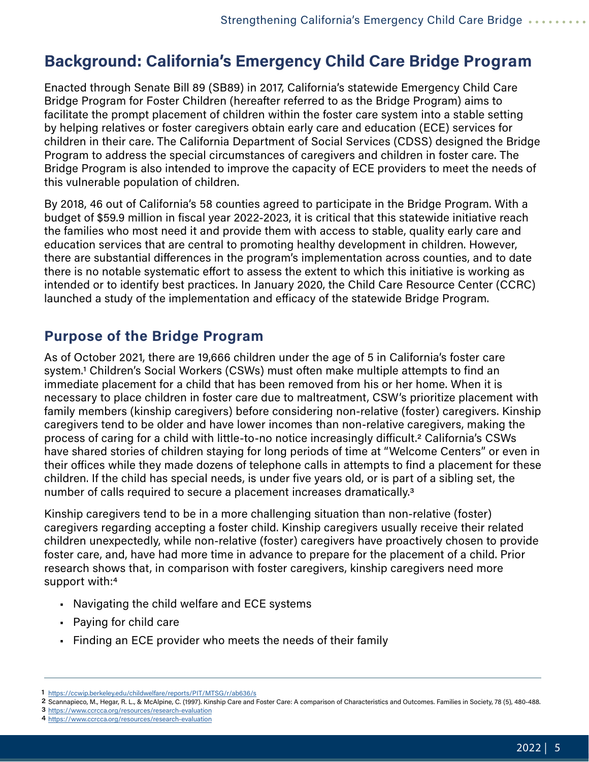## Background: California's Emergency Child Care Bridge Program

Enacted through Senate Bill 89 (SB89) in 2017, California's statewide Emergency Child Care Bridge Program for Foster Children (hereafter referred to as the Bridge Program) aims to facilitate the prompt placement of children within the foster care system into a stable setting by helping relatives or foster caregivers obtain early care and education (ECE) services for children in their care. The California Department of Social Services (CDSS) designed the Bridge Program to address the special circumstances of caregivers and children in foster care. The Bridge Program is also intended to improve the capacity of ECE providers to meet the needs of this vulnerable population of children.

By 2018, 46 out of California's 58 counties agreed to participate in the Bridge Program. With a budget of $59.9 million in fiscal year 2022-2023, it is critical that this statewide initiative reach the families who most need it and provide them with access to stable, quality early care and education services that are central to promoting healthy development in children. However, there are substantial differences in the program's implementation across counties, and to date there is no notable systematic effort to assess the extent to which this initiative is working as intended or to identify best practices. In January 2020, the Child Care Resource Center (CCRC) launched a study of the implementation and efficacy of the statewide Bridge Program.

### Purpose of the Bridge Program

As of October 2021, there are 19,666 children under the age of 5 in California's foster care system.[1] Children's Social Workers (CSWs) must often make multiple attempts to find an immediate placement for a child that has been removed from his or her home. When it is necessary to place children in foster care due to maltreatment, CSW's prioritize placement with family members (kinship caregivers) before considering non-relative (foster) caregivers. Kinship caregivers tend to be older and have lower incomes than non-relative caregivers, making the process of caring for a child with little-to-no notice increasingly difficult.[2] California's CSWs have shared stories of children staying for long periods of time at "Welcome Centers" or even in their offices while they made dozens of telephone calls in attempts to find a placement for these children. If the child has special needs, is under five years old, or is part of a sibling set, the number of calls required to secure a placement increases dramatically.[3]

Kinship caregivers tend to be in a more challenging situation than non-relative (foster) caregivers regarding accepting a foster child. Kinship caregivers usually receive their related children unexpectedly, while non-relative (foster) caregivers have proactively chosen to provide foster care, and, have had more time in advance to prepare for the placement of a child. Prior research shows that, in comparison with foster caregivers, kinship caregivers need more support with:[4]

- Navigating the child welfare and ECE systems
- Paying for child care
- Finding an ECE provider who meets the needs of their family

---

1 https://ccwip.berkeley.edu/childwelfare/reports/PIT/MTSG/r/ab636/s
2 Scannapieco, M., Hegar, R. L., & McAlpine, C. (1997). Kinship Care and Foster Care: A comparison of Characteristics and Outcomes. Families in Society, 78 (5), 480-488.
3 https://www.ccrcca.org/resources/research-evaluation
4 https://www.ccrcca.org/resources/research-evaluation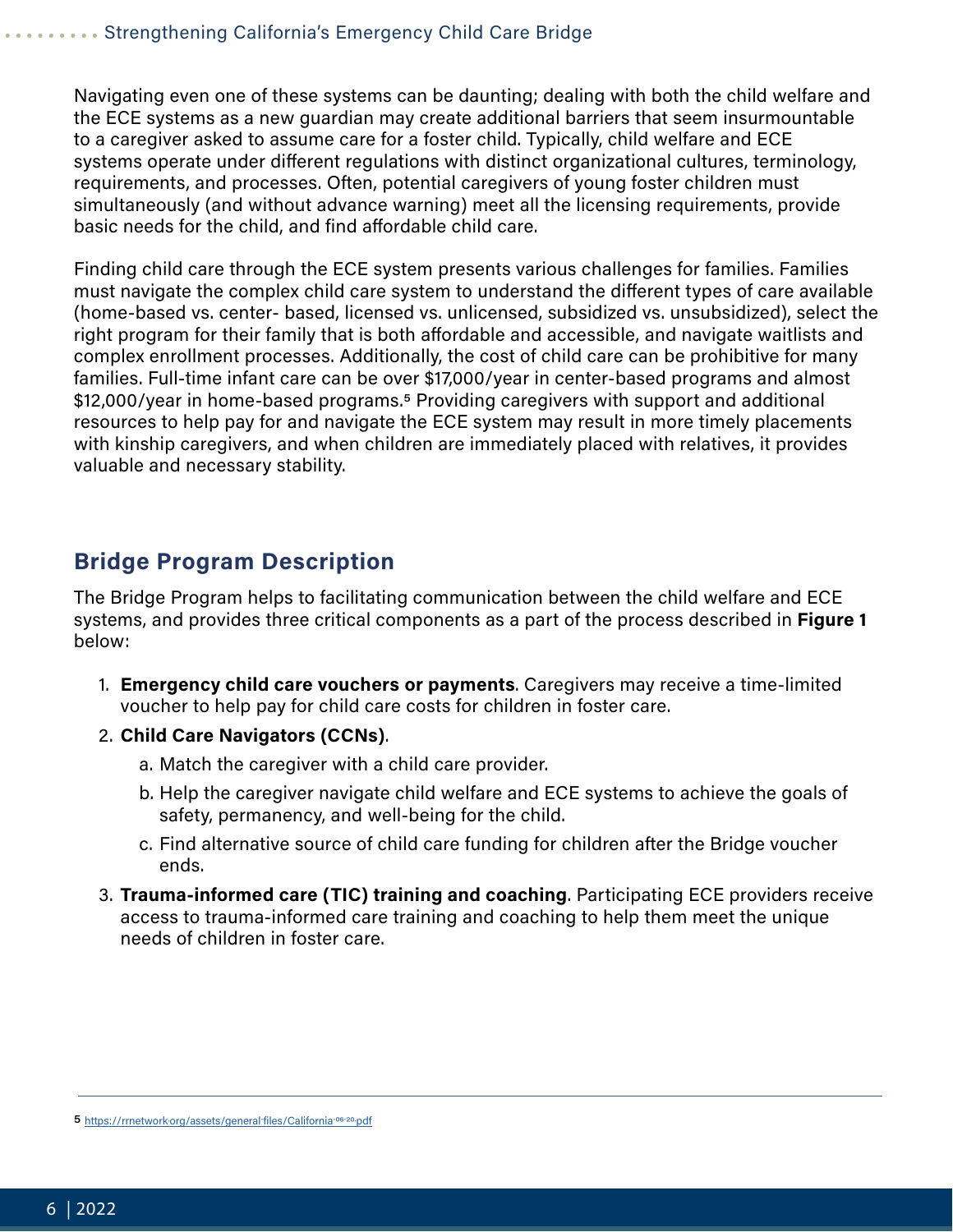Navigating even one of these systems can be daunting; dealing with both the child welfare and the ECE systems as a new guardian may create additional barriers that seem insurmountable to a caregiver asked to assume care for a foster child. Typically, child welfare and ECE systems operate under different regulations with distinct organizational cultures, terminology, requirements, and processes. Often, potential caregivers of young foster children must simultaneously (and without advance warning) meet all the licensing requirements, provide basic needs for the child, and find affordable child care.

Finding child care through the ECE system presents various challenges for families. Families must navigate the complex child care system to understand the different types of care available (home-based vs. center- based, licensed vs. unlicensed, subsidized vs. unsubsidized), select the right program for their family that is both affordable and accessible, and navigate waitlists and complex enrollment processes. Additionally, the cost of child care can be prohibitive for many families. Full-time infant care can be over $17,000/year in center-based programs and almost $12,000/year in home-based programs.[5] Providing caregivers with support and additional resources to help pay for and navigate the ECE system may result in more timely placements with kinship caregivers, and when children are immediately placed with relatives, it provides valuable and necessary stability.

## Bridge Program Description

The Bridge Program helps to facilitating communication between the child welfare and ECE systems, and provides three critical components as a part of the process described in **Figure 1** below:

1. **Emergency child care vouchers or payments**. Caregivers may receive a time-limited voucher to help pay for child care costs for children in foster care.
2. **Child Care Navigators (CCNs)**.
   a. Match the caregiver with a child care provider.
   b. Help the caregiver navigate child welfare and ECE systems to achieve the goals of safety, permanency, and well-being for the child.
   c. Find alternative source of child care funding for children after the Bridge voucher ends.
3. **Trauma-informed care (TIC) training and coaching**. Participating ECE providers receive access to trauma-informed care training and coaching to help them meet the unique needs of children in foster care.

---

5 https://rrnetwork.org/assets/general-files/California-06-20.pdf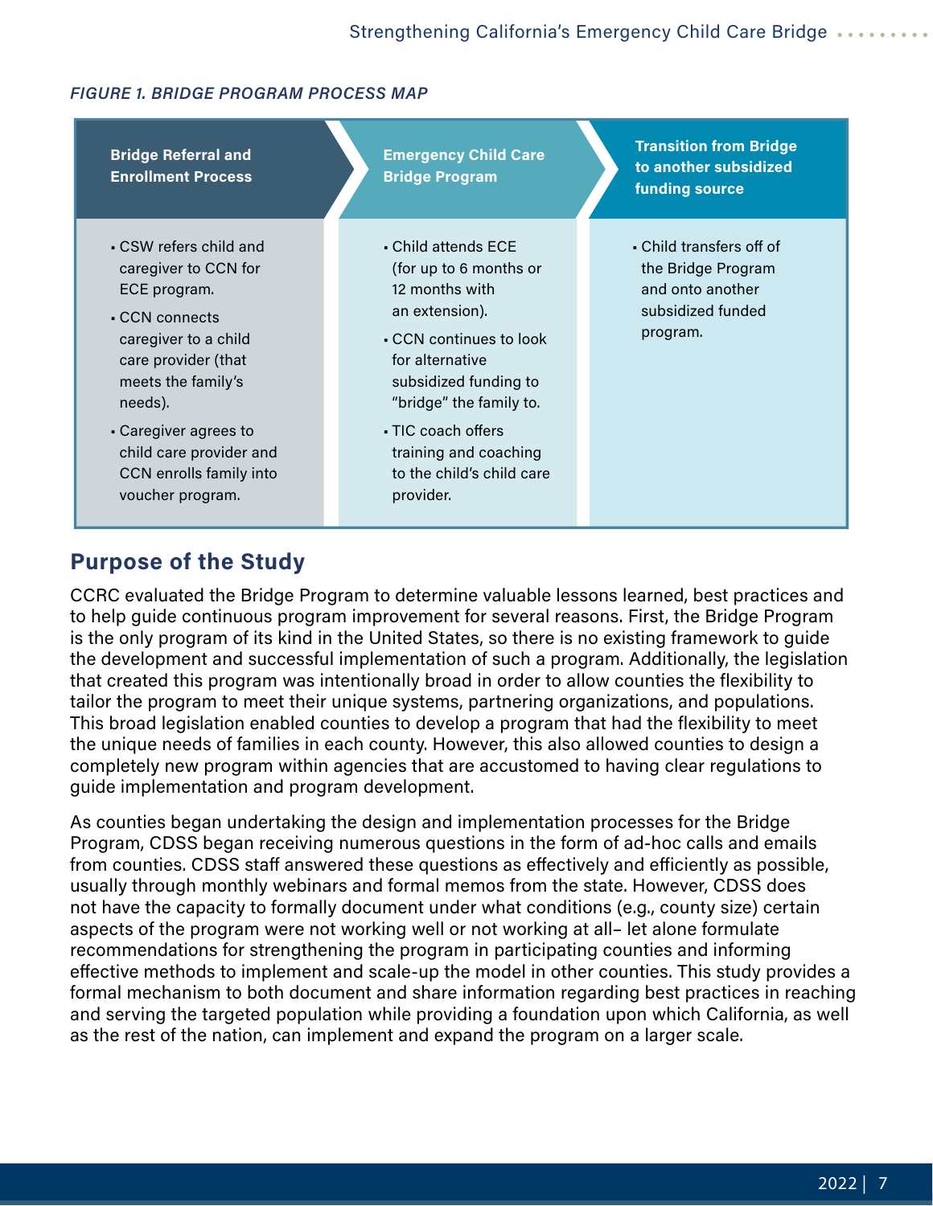*FIGURE 1. BRIDGE PROGRAM PROCESS MAP*

| Bridge Referral and Enrollment Process | Emergency Child Care Bridge Program | Transition from Bridge to another subsidized funding source |
|---|---|---|
| ▪ CSW refers child and caregiver to CCN for ECE program.<br>▪ CCN connects caregiver to a child care provider (that meets the family's needs).<br>▪ Caregiver agrees to child care provider and CCN enrolls family into voucher program. | ▪ Child attends ECE (for up to 6 months or 12 months with an extension).<br>▪ CCN continues to look for alternative subsidized funding to "bridge" the family to.<br>▪ TIC coach offers training and coaching to the child's child care provider. | ▪ Child transfers off of the Bridge Program and onto another subsidized funded program. |

## Purpose of the Study

CCRC evaluated the Bridge Program to determine valuable lessons learned, best practices and to help guide continuous program improvement for several reasons. First, the Bridge Program is the only program of its kind in the United States, so there is no existing framework to guide the development and successful implementation of such a program. Additionally, the legislation that created this program was intentionally broad in order to allow counties the flexibility to tailor the program to meet their unique systems, partnering organizations, and populations. This broad legislation enabled counties to develop a program that had the flexibility to meet the unique needs of families in each county. However, this also allowed counties to design a completely new program within agencies that are accustomed to having clear regulations to guide implementation and program development.

As counties began undertaking the design and implementation processes for the Bridge Program, CDSS began receiving numerous questions in the form of ad-hoc calls and emails from counties. CDSS staff answered these questions as effectively and efficiently as possible, usually through monthly webinars and formal memos from the state. However, CDSS does not have the capacity to formally document under what conditions (e.g., county size) certain aspects of the program were not working well or not working at all– let alone formulate recommendations for strengthening the program in participating counties and informing effective methods to implement and scale-up the model in other counties. This study provides a formal mechanism to both document and share information regarding best practices in reaching and serving the targeted population while providing a foundation upon which California, as well as the rest of the nation, can implement and expand the program on a larger scale.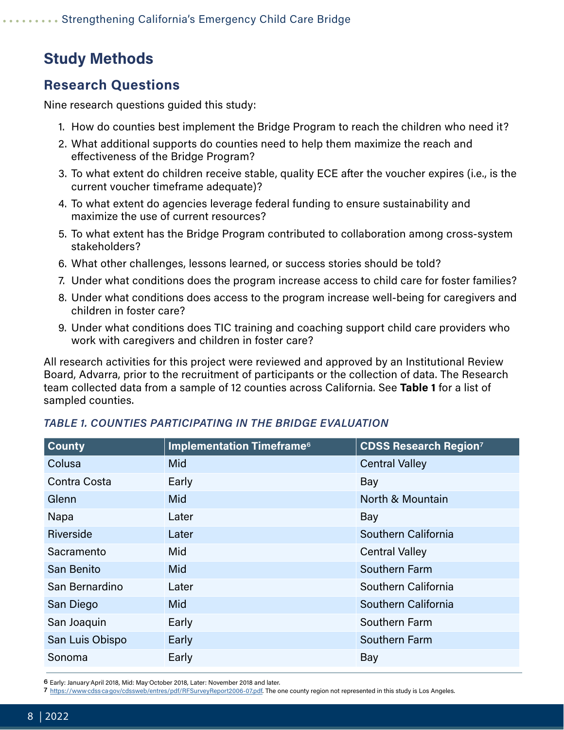## Study Methods

### Research Questions

Nine research questions guided this study:

1. How do counties best implement the Bridge Program to reach the children who need it?
2. What additional supports do counties need to help them maximize the reach and effectiveness of the Bridge Program?
3. To what extent do children receive stable, quality ECE after the voucher expires (i.e., is the current voucher timeframe adequate)?
4. To what extent do agencies leverage federal funding to ensure sustainability and maximize the use of current resources?
5. To what extent has the Bridge Program contributed to collaboration among cross-system stakeholders?
6. What other challenges, lessons learned, or success stories should be told?
7. Under what conditions does the program increase access to child care for foster families?
8. Under what conditions does access to the program increase well-being for caregivers and children in foster care?
9. Under what conditions does TIC training and coaching support child care providers who work with caregivers and children in foster care?

All research activities for this project were reviewed and approved by an Institutional Review Board, Advarra, prior to the recruitment of participants or the collection of data. The Research team collected data from a sample of 12 counties across California. See **Table 1** for a list of sampled counties.

*TABLE 1. COUNTIES PARTICIPATING IN THE BRIDGE EVALUATION*

| County | Implementation Timeframe[6] | CDSS Research Region[7] |
|---|---|---|
| Colusa | Mid | Central Valley |
| Contra Costa | Early | Bay |
| Glenn | Mid | North & Mountain |
| Napa | Later | Bay |
| Riverside | Later | Southern California |
| Sacramento | Mid | Central Valley |
| San Benito | Mid | Southern Farm |
| San Bernardino | Later | Southern California |
| San Diego | Mid | Southern California |
| San Joaquin | Early | Southern Farm |
| San Luis Obispo | Early | Southern Farm |
| Sonoma | Early | Bay |

6 Early: January-April 2018, Mid: May-October 2018, Later: November 2018 and later.

7 https://www.cdss.ca.gov/cdssweb/entres/pdf/RFSurveyReport2006-07.pdf. The one county region not represented in this study is Los Angeles.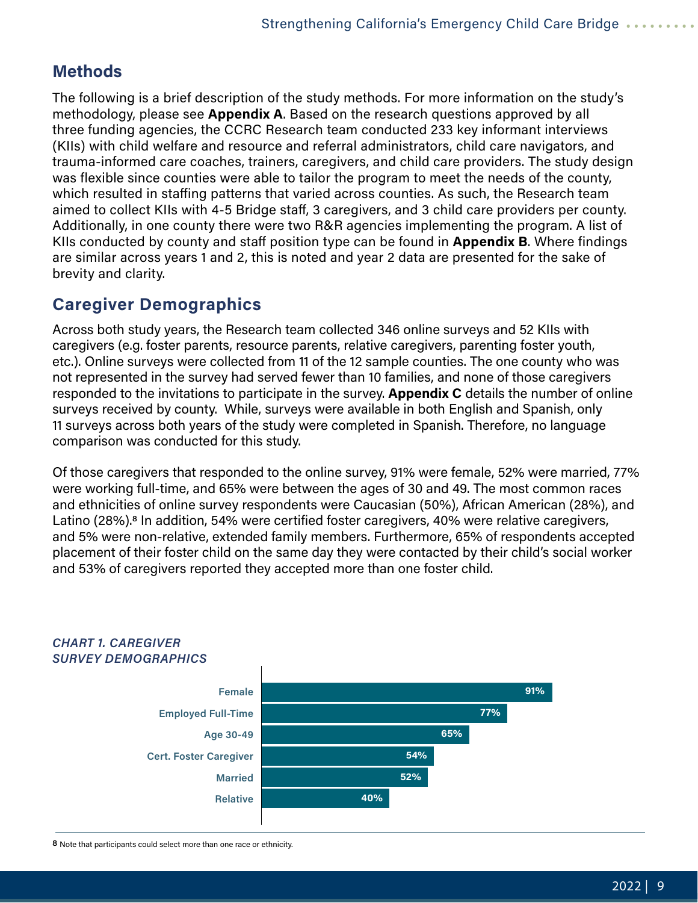## Methods

The following is a brief description of the study methods. For more information on the study's methodology, please see **Appendix A**. Based on the research questions approved by all three funding agencies, the CCRC Research team conducted 233 key informant interviews (KIIs) with child welfare and resource and referral administrators, child care navigators, and trauma-informed care coaches, trainers, caregivers, and child care providers. The study design was flexible since counties were able to tailor the program to meet the needs of the county, which resulted in staffing patterns that varied across counties. As such, the Research team aimed to collect KIIs with 4-5 Bridge staff, 3 caregivers, and 3 child care providers per county. Additionally, in one county there were two R&R agencies implementing the program. A list of KIIs conducted by county and staff position type can be found in **Appendix B**. Where findings are similar across years 1 and 2, this is noted and year 2 data are presented for the sake of brevity and clarity.

## Caregiver Demographics

Across both study years, the Research team collected 346 online surveys and 52 KIIs with caregivers (e.g. foster parents, resource parents, relative caregivers, parenting foster youth, etc.). Online surveys were collected from 11 of the 12 sample counties. The one county who was not represented in the survey had served fewer than 10 families, and none of those caregivers responded to the invitations to participate in the survey. **Appendix C** details the number of online surveys received by county. While, surveys were available in both English and Spanish, only 11 surveys across both years of the study were completed in Spanish. Therefore, no language comparison was conducted for this study.

Of those caregivers that responded to the online survey, 91% were female, 52% were married, 77% were working full-time, and 65% were between the ages of 30 and 49. The most common races and ethnicities of online survey respondents were Caucasian (50%), African American (28%), and Latino (28%).[8] In addition, 54% were certified foster caregivers, 40% were relative caregivers, and 5% were non-relative, extended family members. Furthermore, 65% of respondents accepted placement of their foster child on the same day they were contacted by their child's social worker and 53% of caregivers reported they accepted more than one foster child.

*CHART 1. CAREGIVER SURVEY DEMOGRAPHICS*

| Category | Percent |
|---|---|
| Female | 91% |
| Employed Full-Time | 77% |
| Age 30-49 | 65% |
| Cert. Foster Caregiver | 54% |
| Married | 52% |
| Relative | 40% |

[8] Note that participants could select more than one race or ethnicity.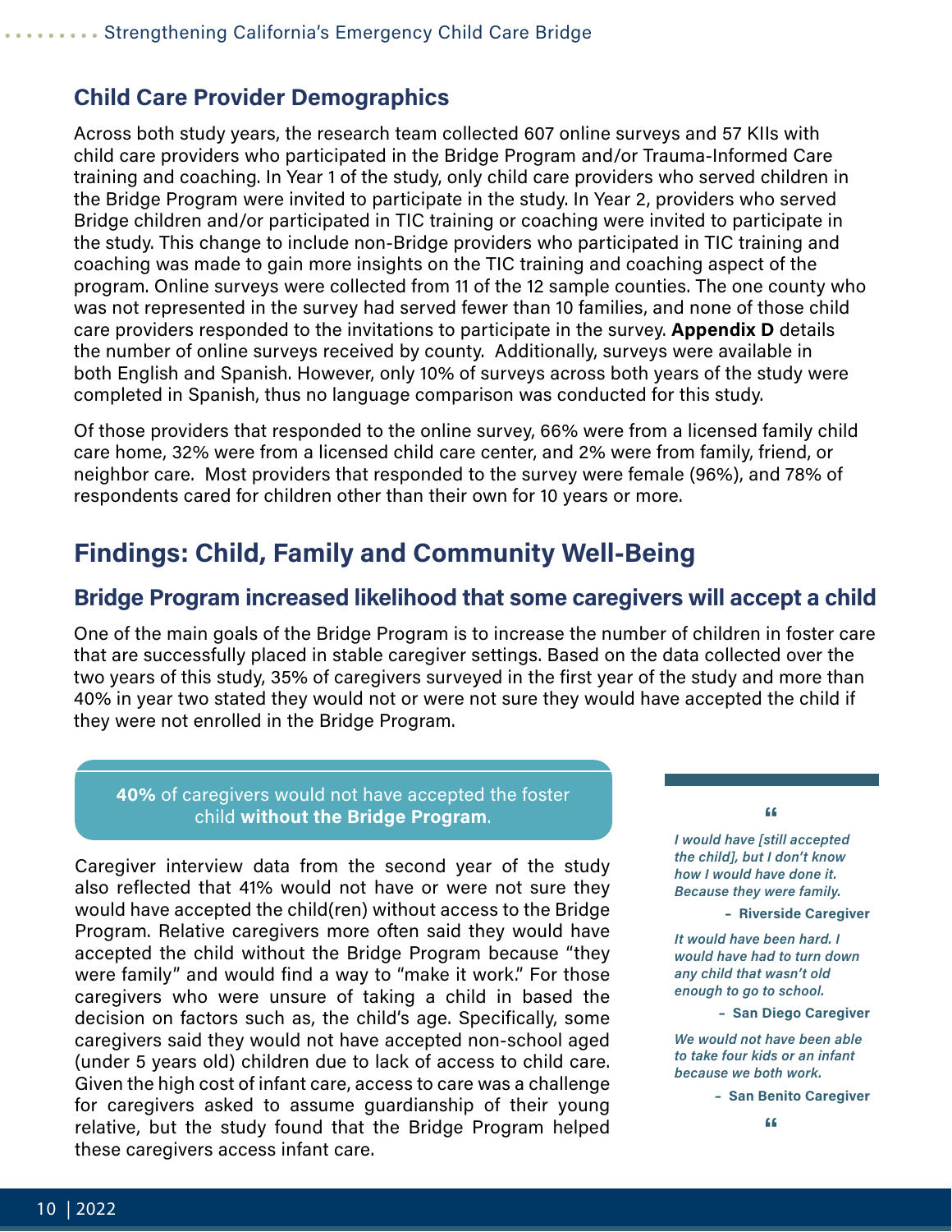## Child Care Provider Demographics

Across both study years, the research team collected 607 online surveys and 57 KIIs with child care providers who participated in the Bridge Program and/or Trauma-Informed Care training and coaching. In Year 1 of the study, only child care providers who served children in the Bridge Program were invited to participate in the study. In Year 2, providers who served Bridge children and/or participated in TIC training or coaching were invited to participate in the study. This change to include non-Bridge providers who participated in TIC training and coaching was made to gain more insights on the TIC training and coaching aspect of the program. Online surveys were collected from 11 of the 12 sample counties. The one county who was not represented in the survey had served fewer than 10 families, and none of those child care providers responded to the invitations to participate in the survey. **Appendix D** details the number of online surveys received by county. Additionally, surveys were available in both English and Spanish. However, only 10% of surveys across both years of the study were completed in Spanish, thus no language comparison was conducted for this study.

Of those providers that responded to the online survey, 66% were from a licensed family child care home, 32% were from a licensed child care center, and 2% were from family, friend, or neighbor care. Most providers that responded to the survey were female (96%), and 78% of respondents cared for children other than their own for 10 years or more.

# Findings: Child, Family and Community Well-Being

## Bridge Program increased likelihood that some caregivers will accept a child

One of the main goals of the Bridge Program is to increase the number of children in foster care that are successfully placed in stable caregiver settings. Based on the data collected over the two years of this study, 35% of caregivers surveyed in the first year of the study and more than 40% in year two stated they would not or were not sure they would have accepted the child if they were not enrolled in the Bridge Program.

**40%** of caregivers would not have accepted the foster child **without the Bridge Program**.

Caregiver interview data from the second year of the study also reflected that 41% would not have or were not sure they would have accepted the child(ren) without access to the Bridge Program. Relative caregivers more often said they would have accepted the child without the Bridge Program because "they were family" and would find a way to "make it work." For those caregivers who were unsure of taking a child in based the decision on factors such as, the child's age. Specifically, some caregivers said they would not have accepted non-school aged (under 5 years old) children due to lack of access to child care. Given the high cost of infant care, access to care was a challenge for caregivers asked to assume guardianship of their young relative, but the study found that the Bridge Program helped these caregivers access infant care.

> *I would have [still accepted the child], but I don't know how I would have done it. Because they were family.*
>
> **– Riverside Caregiver**
>
> *It would have been hard. I would have had to turn down any child that wasn't old enough to go to school.*
>
> **– San Diego Caregiver**
>
> *We would not have been able to take four kids or an infant because we both work.*
>
> **– San Benito Caregiver**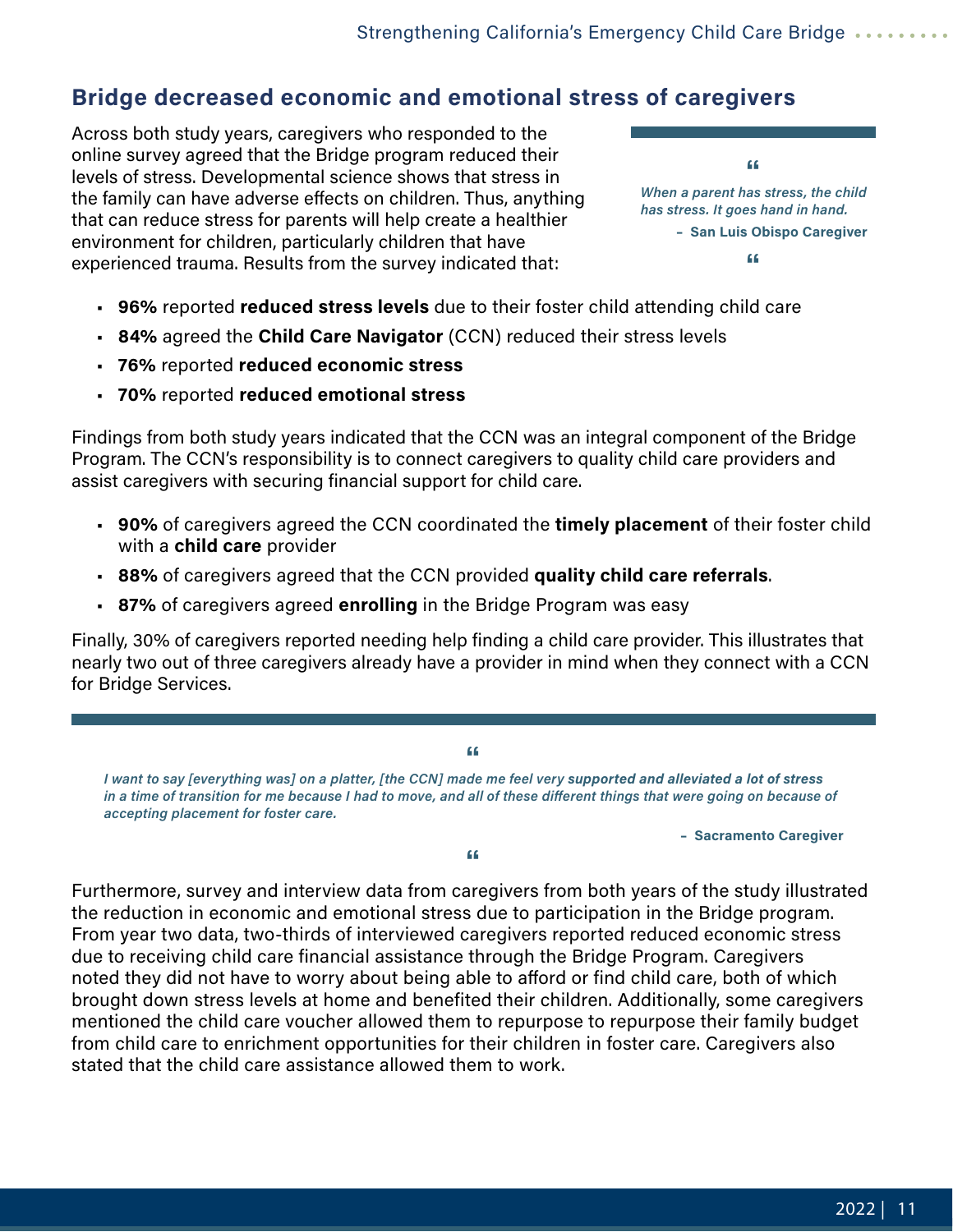## Bridge decreased economic and emotional stress of caregivers

Across both study years, caregivers who responded to the online survey agreed that the Bridge program reduced their levels of stress. Developmental science shows that stress in the family can have adverse effects on children. Thus, anything that can reduce stress for parents will help create a healthier environment for children, particularly children that have experienced trauma. Results from the survey indicated that:

> *When a parent has stress, the child has stress. It goes hand in hand.*
>
> – **San Luis Obispo Caregiver**

- **96%** reported **reduced stress levels** due to their foster child attending child care
- **84%** agreed the **Child Care Navigator** (CCN) reduced their stress levels
- **76%** reported **reduced economic stress**
- **70%** reported **reduced emotional stress**

Findings from both study years indicated that the CCN was an integral component of the Bridge Program. The CCN's responsibility is to connect caregivers to quality child care providers and assist caregivers with securing financial support for child care.

- **90%** of caregivers agreed the CCN coordinated the **timely placement** of their foster child with a **child care** provider
- **88%** of caregivers agreed that the CCN provided **quality child care referrals**.
- **87%** of caregivers agreed **enrolling** in the Bridge Program was easy

Finally, 30% of caregivers reported needing help finding a child care provider. This illustrates that nearly two out of three caregivers already have a provider in mind when they connect with a CCN for Bridge Services.

> *I want to say [everything was] on a platter, [the CCN] made me feel very **supported and alleviated a lot of stress** in a time of transition for me because I had to move, and all of these different things that were going on because of accepting placement for foster care.*
>
> – **Sacramento Caregiver**

Furthermore, survey and interview data from caregivers from both years of the study illustrated the reduction in economic and emotional stress due to participation in the Bridge program. From year two data, two-thirds of interviewed caregivers reported reduced economic stress due to receiving child care financial assistance through the Bridge Program. Caregivers noted they did not have to worry about being able to afford or find child care, both of which brought down stress levels at home and benefited their children. Additionally, some caregivers mentioned the child care voucher allowed them to repurpose to repurpose their family budget from child care to enrichment opportunities for their children in foster care. Caregivers also stated that the child care assistance allowed them to work.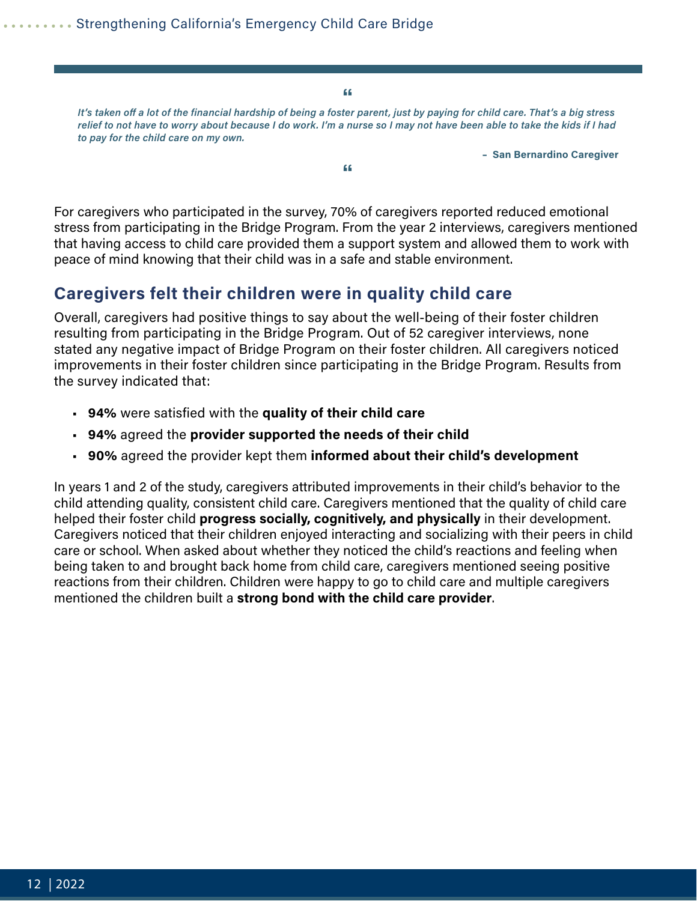> *It's taken off a lot of the financial hardship of being a foster parent, just by paying for child care. That's a big stress relief to not have to worry about because I do work. I'm a nurse so I may not have been able to take the kids if I had to pay for the child care on my own.*
>
> **– San Bernardino Caregiver**

For caregivers who participated in the survey, 70% of caregivers reported reduced emotional stress from participating in the Bridge Program. From the year 2 interviews, caregivers mentioned that having access to child care provided them a support system and allowed them to work with peace of mind knowing that their child was in a safe and stable environment.

## Caregivers felt their children were in quality child care

Overall, caregivers had positive things to say about the well-being of their foster children resulting from participating in the Bridge Program. Out of 52 caregiver interviews, none stated any negative impact of Bridge Program on their foster children. All caregivers noticed improvements in their foster children since participating in the Bridge Program. Results from the survey indicated that:

- **94%** were satisfied with the **quality of their child care**
- **94%** agreed the **provider supported the needs of their child**
- **90%** agreed the provider kept them **informed about their child's development**

In years 1 and 2 of the study, caregivers attributed improvements in their child's behavior to the child attending quality, consistent child care. Caregivers mentioned that the quality of child care helped their foster child **progress socially, cognitively, and physically** in their development. Caregivers noticed that their children enjoyed interacting and socializing with their peers in child care or school. When asked about whether they noticed the child's reactions and feeling when being taken to and brought back home from child care, caregivers mentioned seeing positive reactions from their children. Children were happy to go to child care and multiple caregivers mentioned the children built a **strong bond with the child care provider**.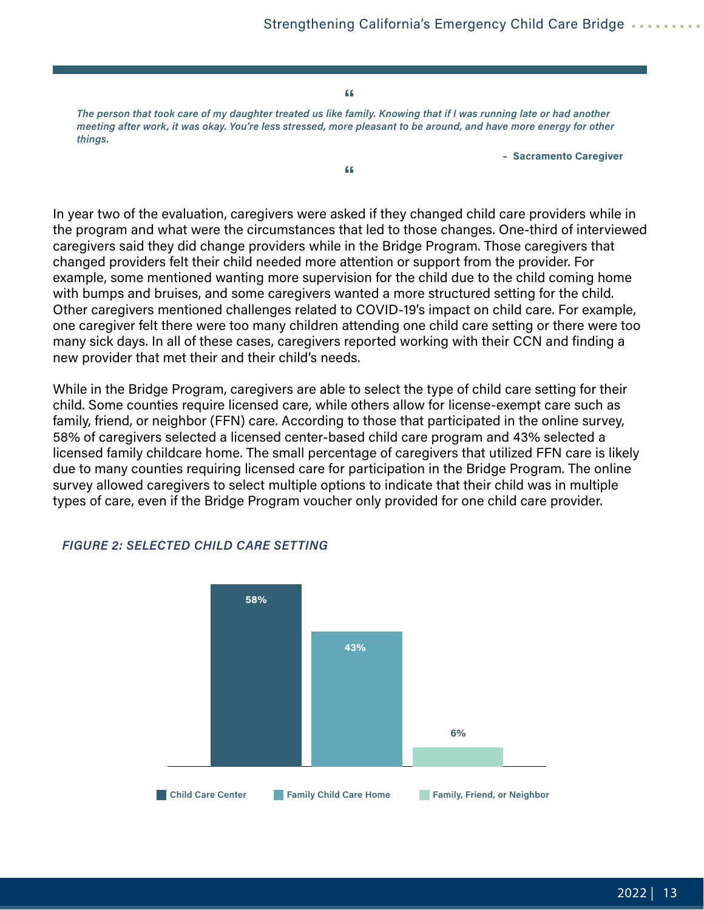> *The person that took care of my daughter treated us like family. Knowing that if I was running late or had another meeting after work, it was okay. You're less stressed, more pleasant to be around, and have more energy for other things.*
>
> **– Sacramento Caregiver**

In year two of the evaluation, caregivers were asked if they changed child care providers while in the program and what were the circumstances that led to those changes. One-third of interviewed caregivers said they did change providers while in the Bridge Program. Those caregivers that changed providers felt their child needed more attention or support from the provider. For example, some mentioned wanting more supervision for the child due to the child coming home with bumps and bruises, and some caregivers wanted a more structured setting for the child. Other caregivers mentioned challenges related to COVID-19's impact on child care. For example, one caregiver felt there were too many children attending one child care setting or there were too many sick days. In all of these cases, caregivers reported working with their CCN and finding a new provider that met their and their child's needs.

While in the Bridge Program, caregivers are able to select the type of child care setting for their child. Some counties require licensed care, while others allow for license-exempt care such as family, friend, or neighbor (FFN) care. According to those that participated in the online survey, 58% of caregivers selected a licensed center-based child care program and 43% selected a licensed family childcare home. The small percentage of caregivers that utilized FFN care is likely due to many counties requiring licensed care for participation in the Bridge Program. The online survey allowed caregivers to select multiple options to indicate that their child was in multiple types of care, even if the Bridge Program voucher only provided for one child care provider.

***FIGURE 2: SELECTED CHILD CARE SETTING***

| Setting | Percentage |
|---|---|
| Child Care Center | 58% |
| Family Child Care Home | 43% |
| Family, Friend, or Neighbor | 6% |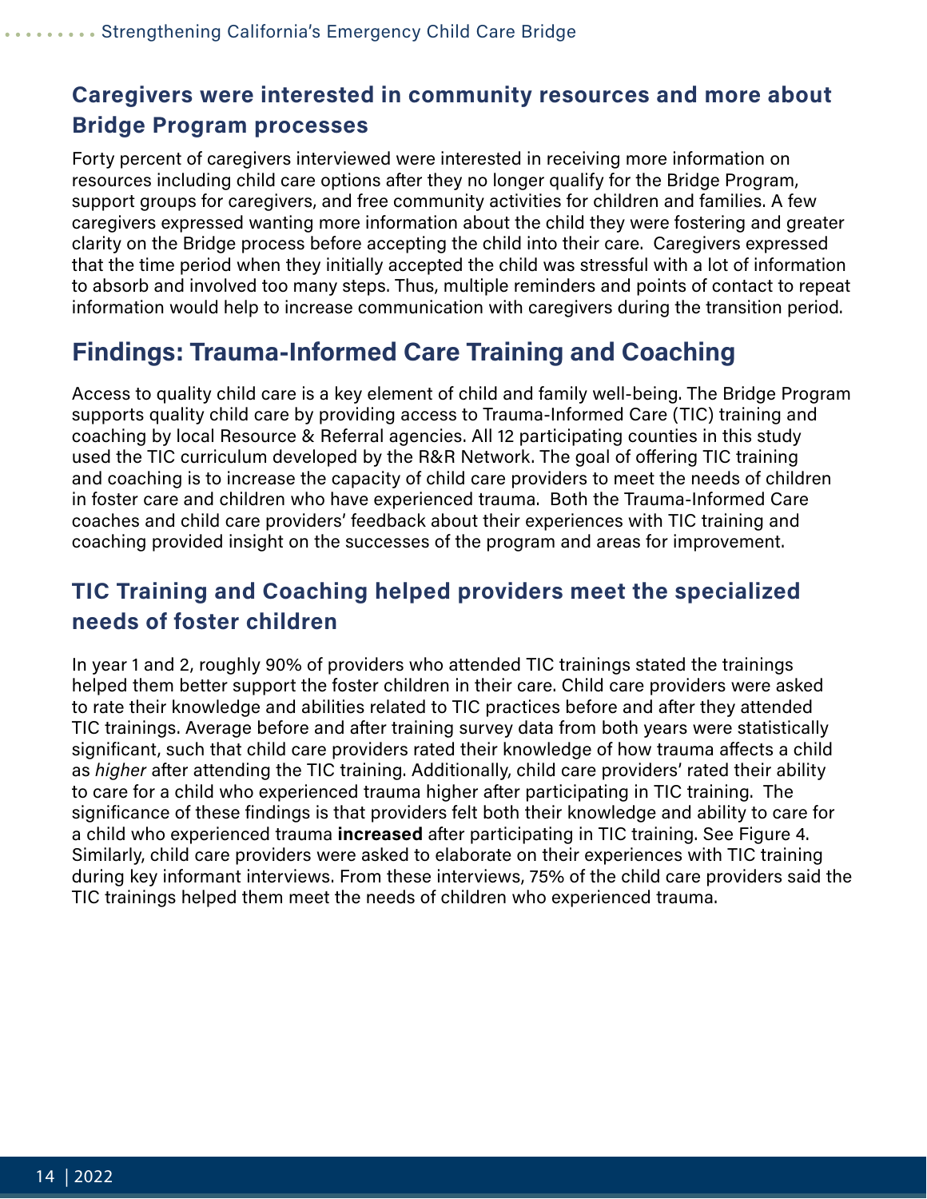### Caregivers were interested in community resources and more about Bridge Program processes

Forty percent of caregivers interviewed were interested in receiving more information on resources including child care options after they no longer qualify for the Bridge Program, support groups for caregivers, and free community activities for children and families. A few caregivers expressed wanting more information about the child they were fostering and greater clarity on the Bridge process before accepting the child into their care. Caregivers expressed that the time period when they initially accepted the child was stressful with a lot of information to absorb and involved too many steps. Thus, multiple reminders and points of contact to repeat information would help to increase communication with caregivers during the transition period.

## Findings: Trauma-Informed Care Training and Coaching

Access to quality child care is a key element of child and family well-being. The Bridge Program supports quality child care by providing access to Trauma-Informed Care (TIC) training and coaching by local Resource & Referral agencies. All 12 participating counties in this study used the TIC curriculum developed by the R&R Network. The goal of offering TIC training and coaching is to increase the capacity of child care providers to meet the needs of children in foster care and children who have experienced trauma. Both the Trauma-Informed Care coaches and child care providers' feedback about their experiences with TIC training and coaching provided insight on the successes of the program and areas for improvement.

### TIC Training and Coaching helped providers meet the specialized needs of foster children

In year 1 and 2, roughly 90% of providers who attended TIC trainings stated the trainings helped them better support the foster children in their care. Child care providers were asked to rate their knowledge and abilities related to TIC practices before and after they attended TIC trainings. Average before and after training survey data from both years were statistically significant, such that child care providers rated their knowledge of how trauma affects a child as *higher* after attending the TIC training. Additionally, child care providers' rated their ability to care for a child who experienced trauma higher after participating in TIC training. The significance of these findings is that providers felt both their knowledge and ability to care for a child who experienced trauma **increased** after participating in TIC training. See Figure 4. Similarly, child care providers were asked to elaborate on their experiences with TIC training during key informant interviews. From these interviews, 75% of the child care providers said the TIC trainings helped them meet the needs of children who experienced trauma.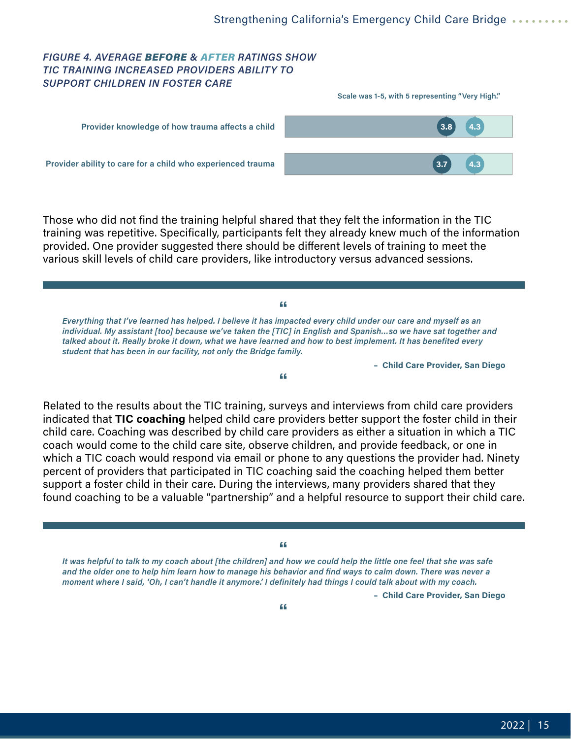### *FIGURE 4. AVERAGE **BEFORE** & **AFTER** RATINGS SHOW TIC TRAINING INCREASED PROVIDERS ABILITY TO SUPPORT CHILDREN IN FOSTER CARE*

Scale was 1-5, with 5 representing "Very High."

| | Before | After |
|---|---|---|
| Provider knowledge of how trauma affects a child | 3.8 | 4.3 |
| Provider ability to care for a child who experienced trauma | 3.7 | 4.3 |

Those who did not find the training helpful shared that they felt the information in the TIC training was repetitive. Specifically, participants felt they already knew much of the information provided. One provider suggested there should be different levels of training to meet the various skill levels of child care providers, like introductory versus advanced sessions.

> *Everything that I've learned has helped. I believe it has impacted every child under our care and myself as an individual. My assistant [too] because we've taken the [TIC] in English and Spanish...so we have sat together and talked about it. Really broke it down, what we have learned and how to best implement. It has benefited every student that has been in our facility, not only the Bridge family.*
>
> **– Child Care Provider, San Diego**

Related to the results about the TIC training, surveys and interviews from child care providers indicated that **TIC coaching** helped child care providers better support the foster child in their child care. Coaching was described by child care providers as either a situation in which a TIC coach would come to the child care site, observe children, and provide feedback, or one in which a TIC coach would respond via email or phone to any questions the provider had. Ninety percent of providers that participated in TIC coaching said the coaching helped them better support a foster child in their care. During the interviews, many providers shared that they found coaching to be a valuable "partnership" and a helpful resource to support their child care.

> *It was helpful to talk to my coach about [the children] and how we could help the little one feel that she was safe and the older one to help him learn how to manage his behavior and find ways to calm down. There was never a moment where I said, 'Oh, I can't handle it anymore.' I definitely had things I could talk about with my coach.*
>
> **– Child Care Provider, San Diego**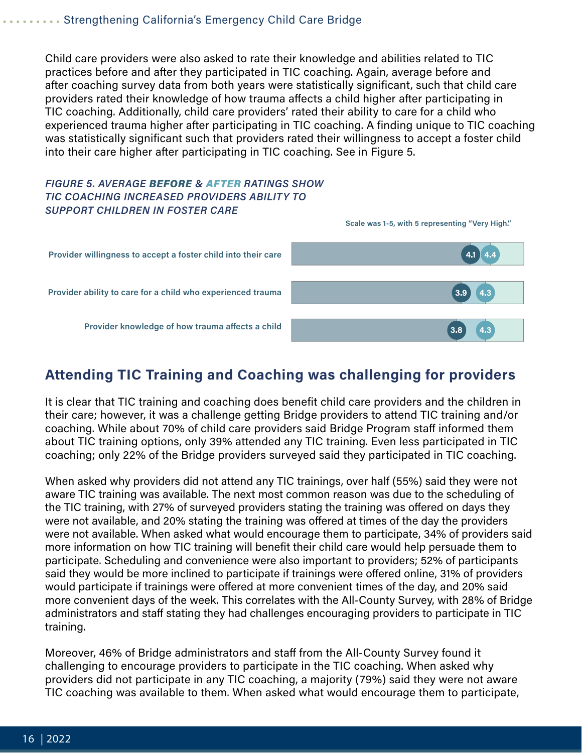Child care providers were also asked to rate their knowledge and abilities related to TIC practices before and after they participated in TIC coaching. Again, average before and after coaching survey data from both years were statistically significant, such that child care providers rated their knowledge of how trauma affects a child higher after participating in TIC coaching. Additionally, child care providers' rated their ability to care for a child who experienced trauma higher after participating in TIC coaching. A finding unique to TIC coaching was statistically significant such that providers rated their willingness to accept a foster child into their care higher after participating in TIC coaching. See in Figure 5.

*FIGURE 5. AVERAGE **BEFORE** & **AFTER** RATINGS SHOW TIC COACHING INCREASED PROVIDERS ABILITY TO SUPPORT CHILDREN IN FOSTER CARE*

Scale was 1-5, with 5 representing "Very High."

| | Before | After |
|---|---|---|
| Provider willingness to accept a foster child into their care | 4.1 | 4.4 |
| Provider ability to care for a child who experienced trauma | 3.9 | 4.3 |
| Provider knowledge of how trauma affects a child | 3.8 | 4.3 |

## Attending TIC Training and Coaching was challenging for providers

It is clear that TIC training and coaching does benefit child care providers and the children in their care; however, it was a challenge getting Bridge providers to attend TIC training and/or coaching. While about 70% of child care providers said Bridge Program staff informed them about TIC training options, only 39% attended any TIC training. Even less participated in TIC coaching; only 22% of the Bridge providers surveyed said they participated in TIC coaching.

When asked why providers did not attend any TIC trainings, over half (55%) said they were not aware TIC training was available. The next most common reason was due to the scheduling of the TIC training, with 27% of surveyed providers stating the training was offered on days they were not available, and 20% stating the training was offered at times of the day the providers were not available. When asked what would encourage them to participate, 34% of providers said more information on how TIC training will benefit their child care would help persuade them to participate. Scheduling and convenience were also important to providers; 52% of participants said they would be more inclined to participate if trainings were offered online, 31% of providers would participate if trainings were offered at more convenient times of the day, and 20% said more convenient days of the week. This correlates with the All-County Survey, with 28% of Bridge administrators and staff stating they had challenges encouraging providers to participate in TIC training.

Moreover, 46% of Bridge administrators and staff from the All-County Survey found it challenging to encourage providers to participate in the TIC coaching. When asked why providers did not participate in any TIC coaching, a majority (79%) said they were not aware TIC coaching was available to them. When asked what would encourage them to participate,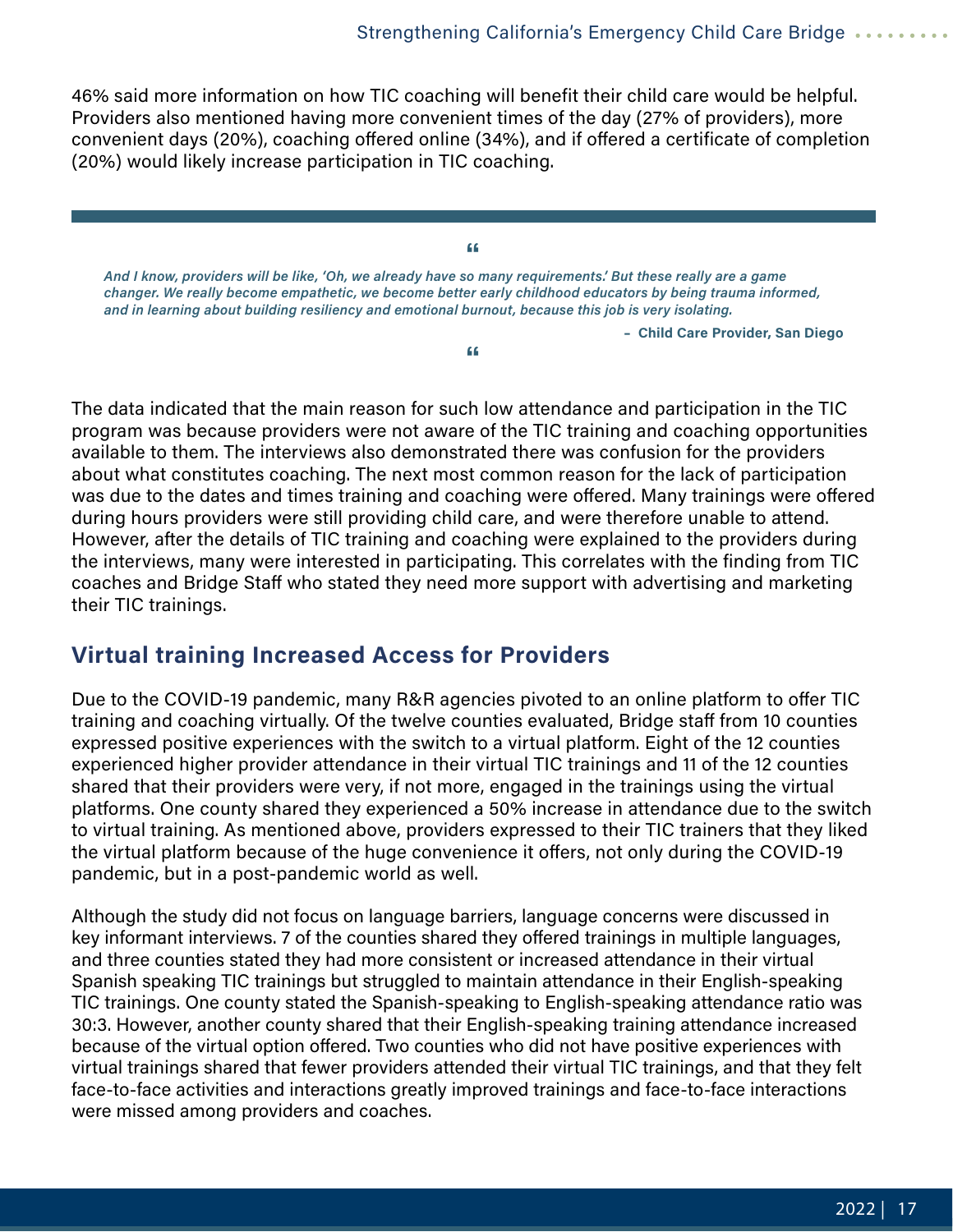46% said more information on how TIC coaching will benefit their child care would be helpful. Providers also mentioned having more convenient times of the day (27% of providers), more convenient days (20%), coaching offered online (34%), and if offered a certificate of completion (20%) would likely increase participation in TIC coaching.

> *And I know, providers will be like, 'Oh, we already have so many requirements.' But these really are a game changer. We really become empathetic, we become better early childhood educators by being trauma informed, and in learning about building resiliency and emotional burnout, because this job is very isolating.*
>
> **– Child Care Provider, San Diego**

The data indicated that the main reason for such low attendance and participation in the TIC program was because providers were not aware of the TIC training and coaching opportunities available to them. The interviews also demonstrated there was confusion for the providers about what constitutes coaching. The next most common reason for the lack of participation was due to the dates and times training and coaching were offered. Many trainings were offered during hours providers were still providing child care, and were therefore unable to attend. However, after the details of TIC training and coaching were explained to the providers during the interviews, many were interested in participating. This correlates with the finding from TIC coaches and Bridge Staff who stated they need more support with advertising and marketing their TIC trainings.

## Virtual training Increased Access for Providers

Due to the COVID-19 pandemic, many R&R agencies pivoted to an online platform to offer TIC training and coaching virtually. Of the twelve counties evaluated, Bridge staff from 10 counties expressed positive experiences with the switch to a virtual platform. Eight of the 12 counties experienced higher provider attendance in their virtual TIC trainings and 11 of the 12 counties shared that their providers were very, if not more, engaged in the trainings using the virtual platforms. One county shared they experienced a 50% increase in attendance due to the switch to virtual training. As mentioned above, providers expressed to their TIC trainers that they liked the virtual platform because of the huge convenience it offers, not only during the COVID-19 pandemic, but in a post-pandemic world as well.

Although the study did not focus on language barriers, language concerns were discussed in key informant interviews. 7 of the counties shared they offered trainings in multiple languages, and three counties stated they had more consistent or increased attendance in their virtual Spanish speaking TIC trainings but struggled to maintain attendance in their English-speaking TIC trainings. One county stated the Spanish-speaking to English-speaking attendance ratio was 30:3. However, another county shared that their English-speaking training attendance increased because of the virtual option offered. Two counties who did not have positive experiences with virtual trainings shared that fewer providers attended their virtual TIC trainings, and that they felt face-to-face activities and interactions greatly improved trainings and face-to-face interactions were missed among providers and coaches.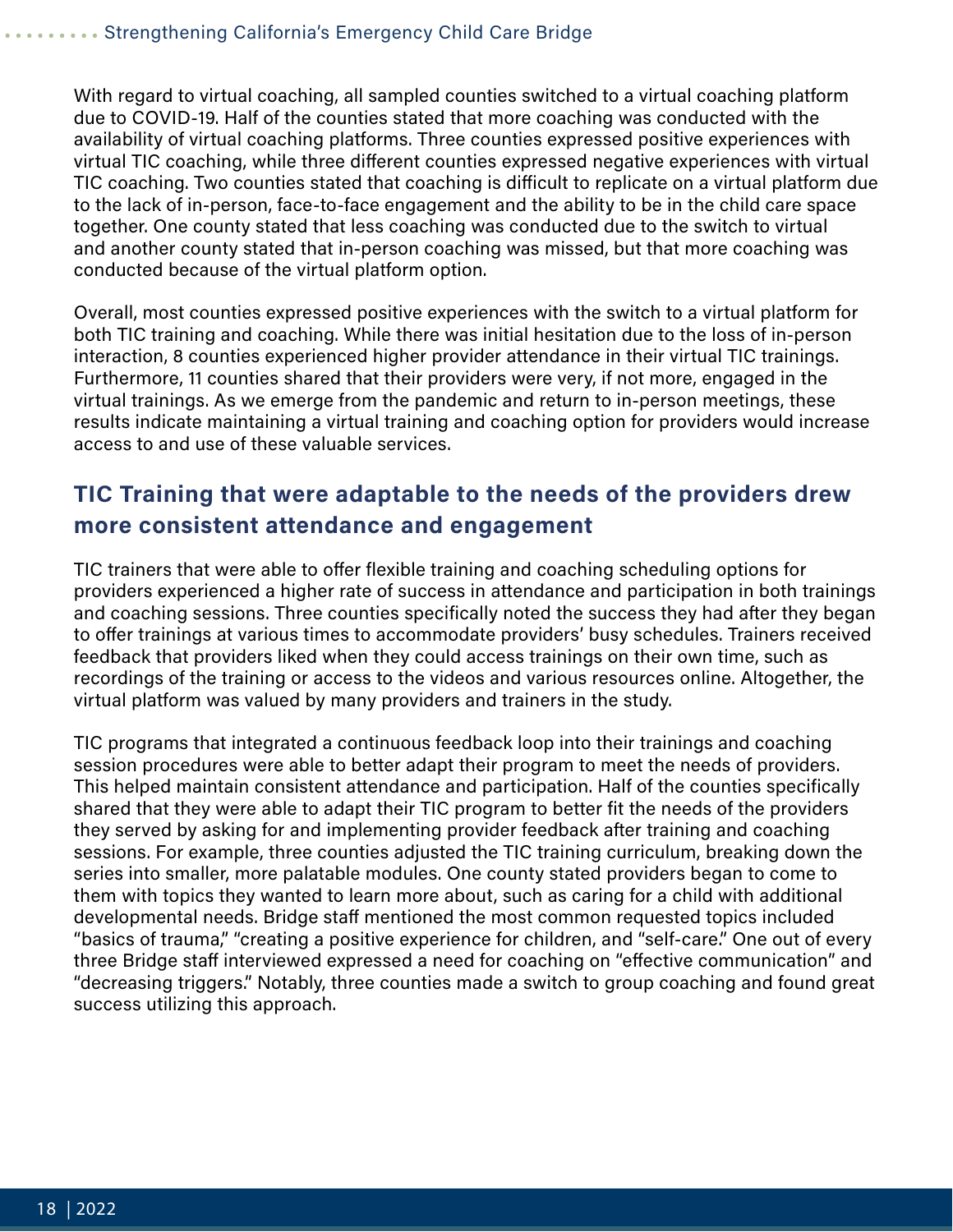With regard to virtual coaching, all sampled counties switched to a virtual coaching platform due to COVID-19. Half of the counties stated that more coaching was conducted with the availability of virtual coaching platforms. Three counties expressed positive experiences with virtual TIC coaching, while three different counties expressed negative experiences with virtual TIC coaching. Two counties stated that coaching is difficult to replicate on a virtual platform due to the lack of in-person, face-to-face engagement and the ability to be in the child care space together. One county stated that less coaching was conducted due to the switch to virtual and another county stated that in-person coaching was missed, but that more coaching was conducted because of the virtual platform option.

Overall, most counties expressed positive experiences with the switch to a virtual platform for both TIC training and coaching. While there was initial hesitation due to the loss of in-person interaction, 8 counties experienced higher provider attendance in their virtual TIC trainings. Furthermore, 11 counties shared that their providers were very, if not more, engaged in the virtual trainings. As we emerge from the pandemic and return to in-person meetings, these results indicate maintaining a virtual training and coaching option for providers would increase access to and use of these valuable services.

## TIC Training that were adaptable to the needs of the providers drew more consistent attendance and engagement

TIC trainers that were able to offer flexible training and coaching scheduling options for providers experienced a higher rate of success in attendance and participation in both trainings and coaching sessions. Three counties specifically noted the success they had after they began to offer trainings at various times to accommodate providers' busy schedules. Trainers received feedback that providers liked when they could access trainings on their own time, such as recordings of the training or access to the videos and various resources online. Altogether, the virtual platform was valued by many providers and trainers in the study.

TIC programs that integrated a continuous feedback loop into their trainings and coaching session procedures were able to better adapt their program to meet the needs of providers. This helped maintain consistent attendance and participation. Half of the counties specifically shared that they were able to adapt their TIC program to better fit the needs of the providers they served by asking for and implementing provider feedback after training and coaching sessions. For example, three counties adjusted the TIC training curriculum, breaking down the series into smaller, more palatable modules. One county stated providers began to come to them with topics they wanted to learn more about, such as caring for a child with additional developmental needs. Bridge staff mentioned the most common requested topics included "basics of trauma," "creating a positive experience for children, and "self-care." One out of every three Bridge staff interviewed expressed a need for coaching on "effective communication" and "decreasing triggers." Notably, three counties made a switch to group coaching and found great success utilizing this approach.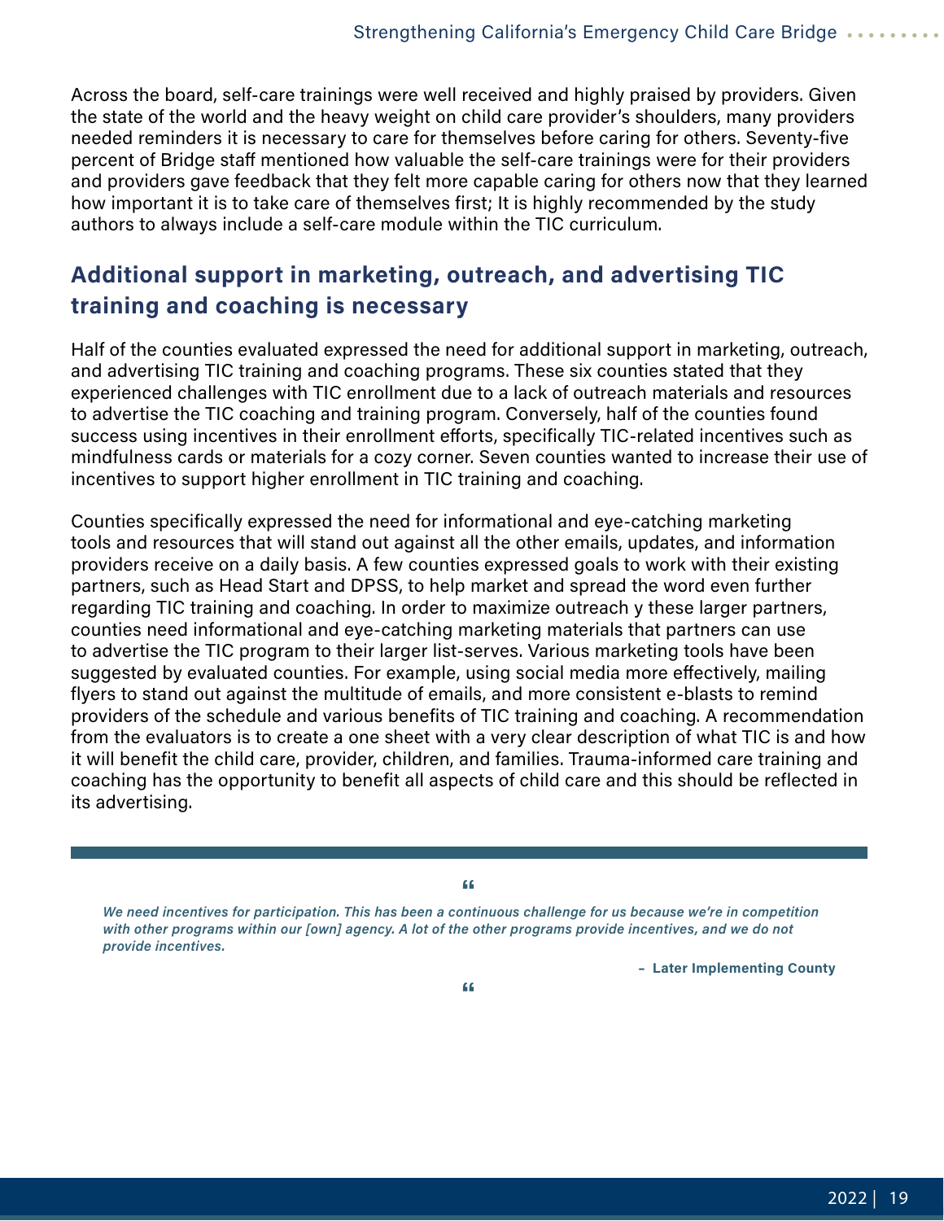Across the board, self-care trainings were well received and highly praised by providers. Given the state of the world and the heavy weight on child care provider's shoulders, many providers needed reminders it is necessary to care for themselves before caring for others. Seventy-five percent of Bridge staff mentioned how valuable the self-care trainings were for their providers and providers gave feedback that they felt more capable caring for others now that they learned how important it is to take care of themselves first; It is highly recommended by the study authors to always include a self-care module within the TIC curriculum.

## Additional support in marketing, outreach, and advertising TIC training and coaching is necessary

Half of the counties evaluated expressed the need for additional support in marketing, outreach, and advertising TIC training and coaching programs. These six counties stated that they experienced challenges with TIC enrollment due to a lack of outreach materials and resources to advertise the TIC coaching and training program. Conversely, half of the counties found success using incentives in their enrollment efforts, specifically TIC-related incentives such as mindfulness cards or materials for a cozy corner. Seven counties wanted to increase their use of incentives to support higher enrollment in TIC training and coaching.

Counties specifically expressed the need for informational and eye-catching marketing tools and resources that will stand out against all the other emails, updates, and information providers receive on a daily basis. A few counties expressed goals to work with their existing partners, such as Head Start and DPSS, to help market and spread the word even further regarding TIC training and coaching. In order to maximize outreach y these larger partners, counties need informational and eye-catching marketing materials that partners can use to advertise the TIC program to their larger list-serves. Various marketing tools have been suggested by evaluated counties. For example, using social media more effectively, mailing flyers to stand out against the multitude of emails, and more consistent e-blasts to remind providers of the schedule and various benefits of TIC training and coaching. A recommendation from the evaluators is to create a one sheet with a very clear description of what TIC is and how it will benefit the child care, provider, children, and families. Trauma-informed care training and coaching has the opportunity to benefit all aspects of child care and this should be reflected in its advertising.

> ***We need incentives for participation. This has been a continuous challenge for us because we're in competition with other programs within our [own] agency. A lot of the other programs provide incentives, and we do not provide incentives.***
>
> **– Later Implementing County**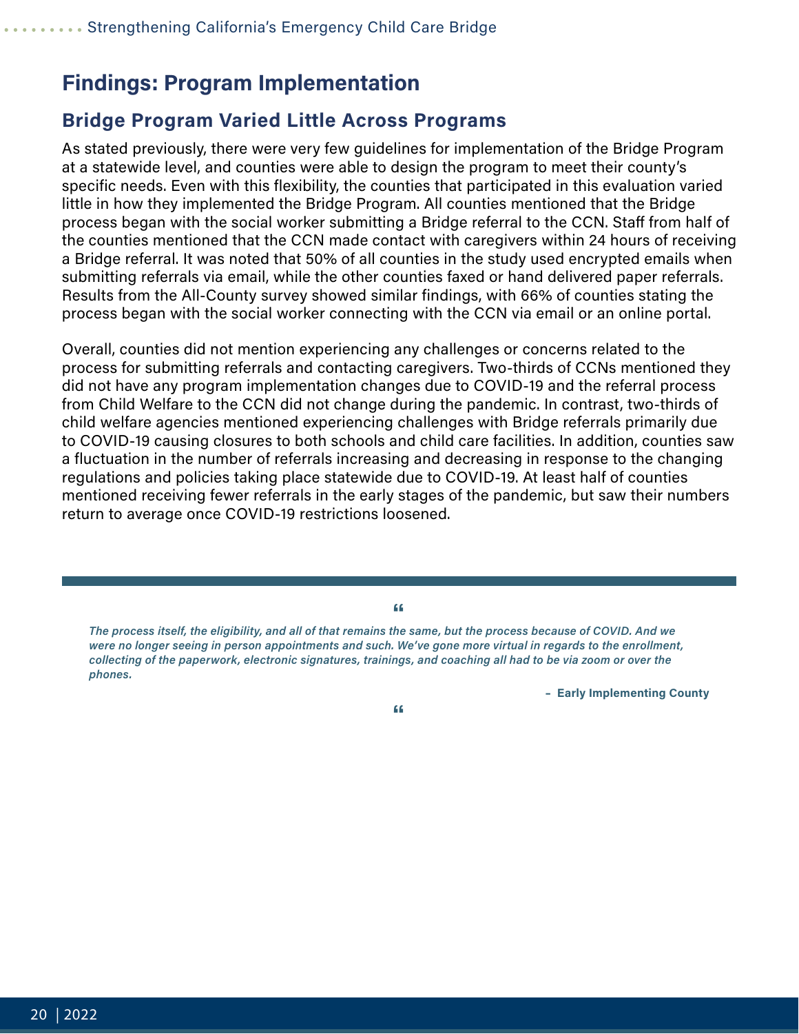## Findings: Program Implementation

### Bridge Program Varied Little Across Programs

As stated previously, there were very few guidelines for implementation of the Bridge Program at a statewide level, and counties were able to design the program to meet their county's specific needs. Even with this flexibility, the counties that participated in this evaluation varied little in how they implemented the Bridge Program. All counties mentioned that the Bridge process began with the social worker submitting a Bridge referral to the CCN. Staff from half of the counties mentioned that the CCN made contact with caregivers within 24 hours of receiving a Bridge referral. It was noted that 50% of all counties in the study used encrypted emails when submitting referrals via email, while the other counties faxed or hand delivered paper referrals. Results from the All-County survey showed similar findings, with 66% of counties stating the process began with the social worker connecting with the CCN via email or an online portal.

Overall, counties did not mention experiencing any challenges or concerns related to the process for submitting referrals and contacting caregivers. Two-thirds of CCNs mentioned they did not have any program implementation changes due to COVID-19 and the referral process from Child Welfare to the CCN did not change during the pandemic. In contrast, two-thirds of child welfare agencies mentioned experiencing challenges with Bridge referrals primarily due to COVID-19 causing closures to both schools and child care facilities. In addition, counties saw a fluctuation in the number of referrals increasing and decreasing in response to the changing regulations and policies taking place statewide due to COVID-19. At least half of counties mentioned receiving fewer referrals in the early stages of the pandemic, but saw their numbers return to average once COVID-19 restrictions loosened.

> *The process itself, the eligibility, and all of that remains the same, but the process because of COVID. And we were no longer seeing in person appointments and such. We've gone more virtual in regards to the enrollment, collecting of the paperwork, electronic signatures, trainings, and coaching all had to be via zoom or over the phones.*
>
> **– Early Implementing County**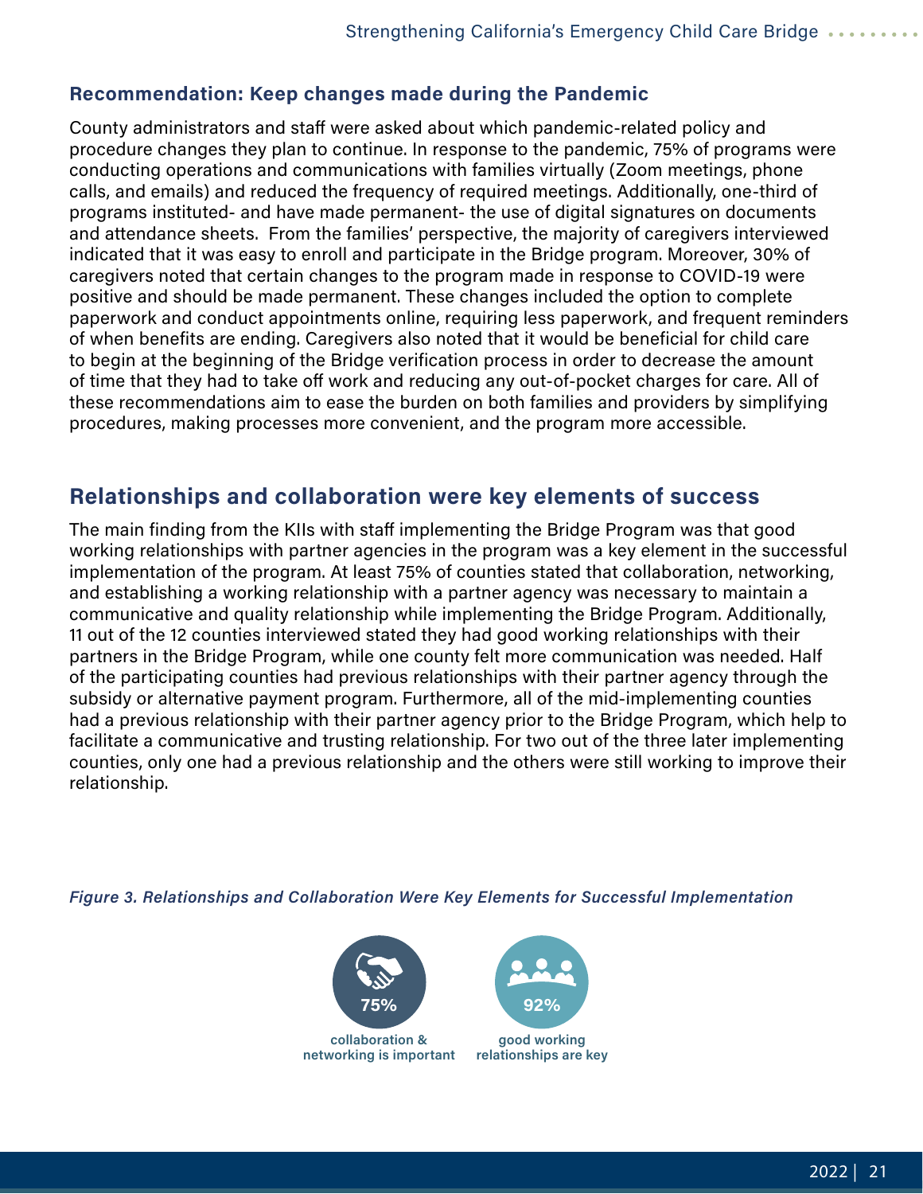### Recommendation: Keep changes made during the Pandemic

County administrators and staff were asked about which pandemic-related policy and procedure changes they plan to continue. In response to the pandemic, 75% of programs were conducting operations and communications with families virtually (Zoom meetings, phone calls, and emails) and reduced the frequency of required meetings. Additionally, one-third of programs instituted- and have made permanent- the use of digital signatures on documents and attendance sheets. From the families' perspective, the majority of caregivers interviewed indicated that it was easy to enroll and participate in the Bridge program. Moreover, 30% of caregivers noted that certain changes to the program made in response to COVID-19 were positive and should be made permanent. These changes included the option to complete paperwork and conduct appointments online, requiring less paperwork, and frequent reminders of when benefits are ending. Caregivers also noted that it would be beneficial for child care to begin at the beginning of the Bridge verification process in order to decrease the amount of time that they had to take off work and reducing any out-of-pocket charges for care. All of these recommendations aim to ease the burden on both families and providers by simplifying procedures, making processes more convenient, and the program more accessible.

## Relationships and collaboration were key elements of success

The main finding from the KIIs with staff implementing the Bridge Program was that good working relationships with partner agencies in the program was a key element in the successful implementation of the program. At least 75% of counties stated that collaboration, networking, and establishing a working relationship with a partner agency was necessary to maintain a communicative and quality relationship while implementing the Bridge Program. Additionally, 11 out of the 12 counties interviewed stated they had good working relationships with their partners in the Bridge Program, while one county felt more communication was needed. Half of the participating counties had previous relationships with their partner agency through the subsidy or alternative payment program. Furthermore, all of the mid-implementing counties had a previous relationship with their partner agency prior to the Bridge Program, which help to facilitate a communicative and trusting relationship. For two out of the three later implementing counties, only one had a previous relationship and the others were still working to improve their relationship.

*Figure 3. Relationships and Collaboration Were Key Elements for Successful Implementation*

**75%** collaboration & networking is important

**92%** good working relationships are key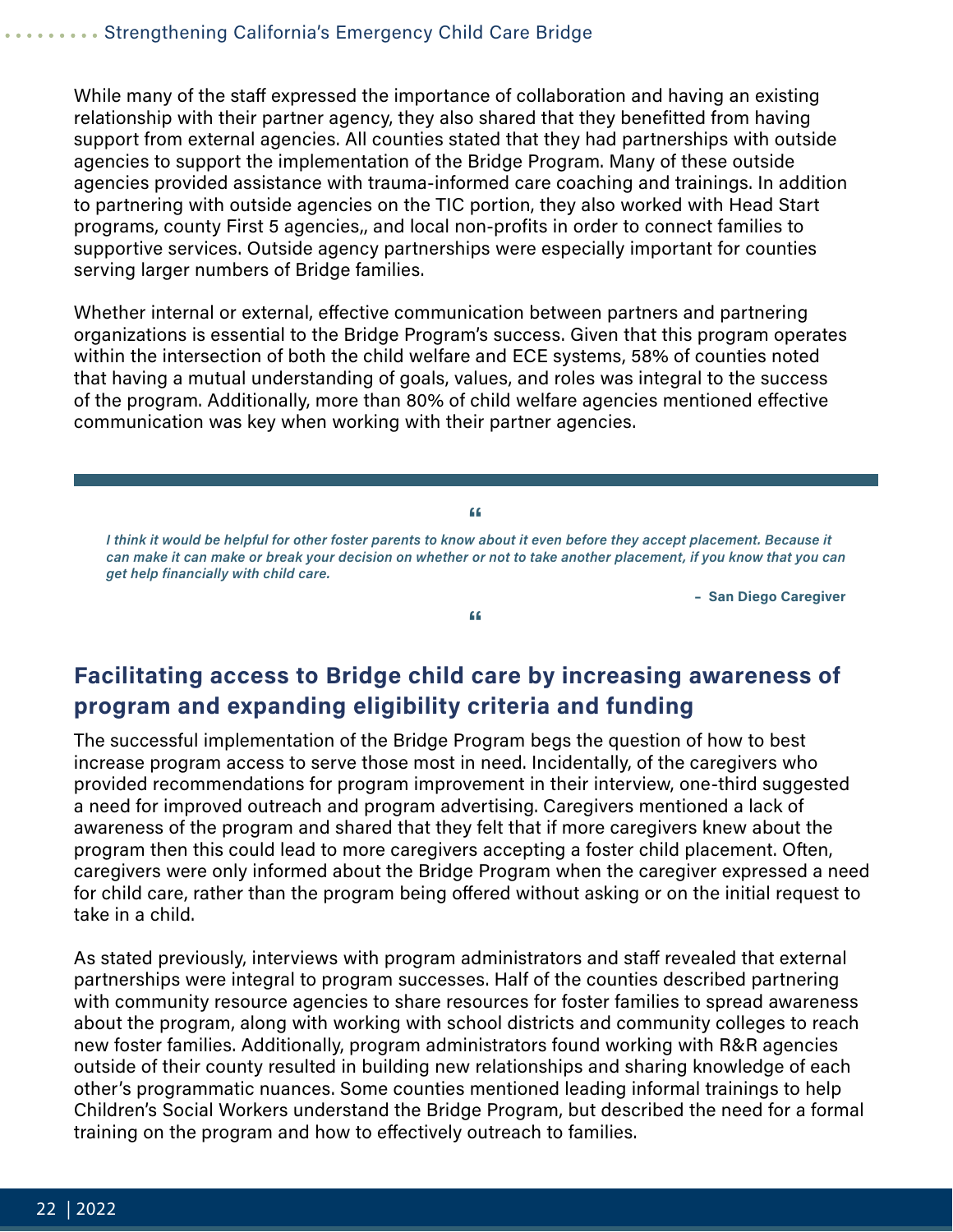While many of the staff expressed the importance of collaboration and having an existing relationship with their partner agency, they also shared that they benefitted from having support from external agencies. All counties stated that they had partnerships with outside agencies to support the implementation of the Bridge Program. Many of these outside agencies provided assistance with trauma-informed care coaching and trainings. In addition to partnering with outside agencies on the TIC portion, they also worked with Head Start programs, county First 5 agencies,, and local non-profits in order to connect families to supportive services. Outside agency partnerships were especially important for counties serving larger numbers of Bridge families.

Whether internal or external, effective communication between partners and partnering organizations is essential to the Bridge Program's success. Given that this program operates within the intersection of both the child welfare and ECE systems, 58% of counties noted that having a mutual understanding of goals, values, and roles was integral to the success of the program. Additionally, more than 80% of child welfare agencies mentioned effective communication was key when working with their partner agencies.

> ***I think it would be helpful for other foster parents to know about it even before they accept placement. Because it can make it can make or break your decision on whether or not to take another placement, if you know that you can get help financially with child care.***
>
> **– San Diego Caregiver**

## Facilitating access to Bridge child care by increasing awareness of program and expanding eligibility criteria and funding

The successful implementation of the Bridge Program begs the question of how to best increase program access to serve those most in need. Incidentally, of the caregivers who provided recommendations for program improvement in their interview, one-third suggested a need for improved outreach and program advertising. Caregivers mentioned a lack of awareness of the program and shared that they felt that if more caregivers knew about the program then this could lead to more caregivers accepting a foster child placement. Often, caregivers were only informed about the Bridge Program when the caregiver expressed a need for child care, rather than the program being offered without asking or on the initial request to take in a child.

As stated previously, interviews with program administrators and staff revealed that external partnerships were integral to program successes. Half of the counties described partnering with community resource agencies to share resources for foster families to spread awareness about the program, along with working with school districts and community colleges to reach new foster families. Additionally, program administrators found working with R&R agencies outside of their county resulted in building new relationships and sharing knowledge of each other's programmatic nuances. Some counties mentioned leading informal trainings to help Children's Social Workers understand the Bridge Program, but described the need for a formal training on the program and how to effectively outreach to families.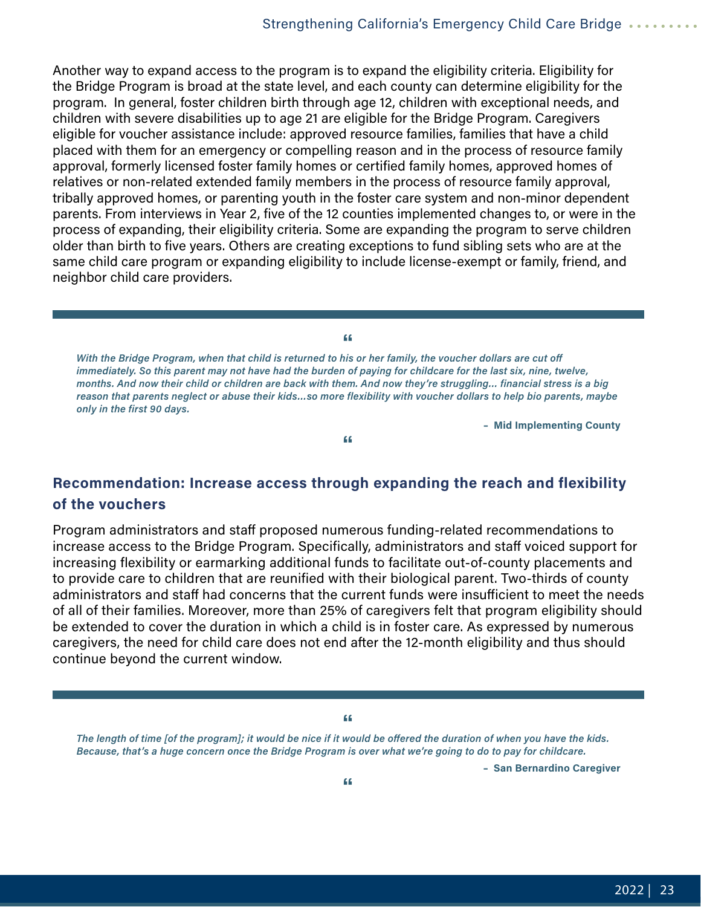Another way to expand access to the program is to expand the eligibility criteria. Eligibility for the Bridge Program is broad at the state level, and each county can determine eligibility for the program. In general, foster children birth through age 12, children with exceptional needs, and children with severe disabilities up to age 21 are eligible for the Bridge Program. Caregivers eligible for voucher assistance include: approved resource families, families that have a child placed with them for an emergency or compelling reason and in the process of resource family approval, formerly licensed foster family homes or certified family homes, approved homes of relatives or non-related extended family members in the process of resource family approval, tribally approved homes, or parenting youth in the foster care system and non-minor dependent parents. From interviews in Year 2, five of the 12 counties implemented changes to, or were in the process of expanding, their eligibility criteria. Some are expanding the program to serve children older than birth to five years. Others are creating exceptions to fund sibling sets who are at the same child care program or expanding eligibility to include license-exempt or family, friend, and neighbor child care providers.

> *With the Bridge Program, when that child is returned to his or her family, the voucher dollars are cut off immediately. So this parent may not have had the burden of paying for childcare for the last six, nine, twelve, months. And now their child or children are back with them. And now they're struggling... financial stress is a big reason that parents neglect or abuse their kids...so more flexibility with voucher dollars to help bio parents, maybe only in the first 90 days.*
>
> **– Mid Implementing County**

## Recommendation: Increase access through expanding the reach and flexibility of the vouchers

Program administrators and staff proposed numerous funding-related recommendations to increase access to the Bridge Program. Specifically, administrators and staff voiced support for increasing flexibility or earmarking additional funds to facilitate out-of-county placements and to provide care to children that are reunified with their biological parent. Two-thirds of county administrators and staff had concerns that the current funds were insufficient to meet the needs of all of their families. Moreover, more than 25% of caregivers felt that program eligibility should be extended to cover the duration in which a child is in foster care. As expressed by numerous caregivers, the need for child care does not end after the 12-month eligibility and thus should continue beyond the current window.

> *The length of time [of the program]; it would be nice if it would be offered the duration of when you have the kids. Because, that's a huge concern once the Bridge Program is over what we're going to do to pay for childcare.*
>
> **– San Bernardino Caregiver**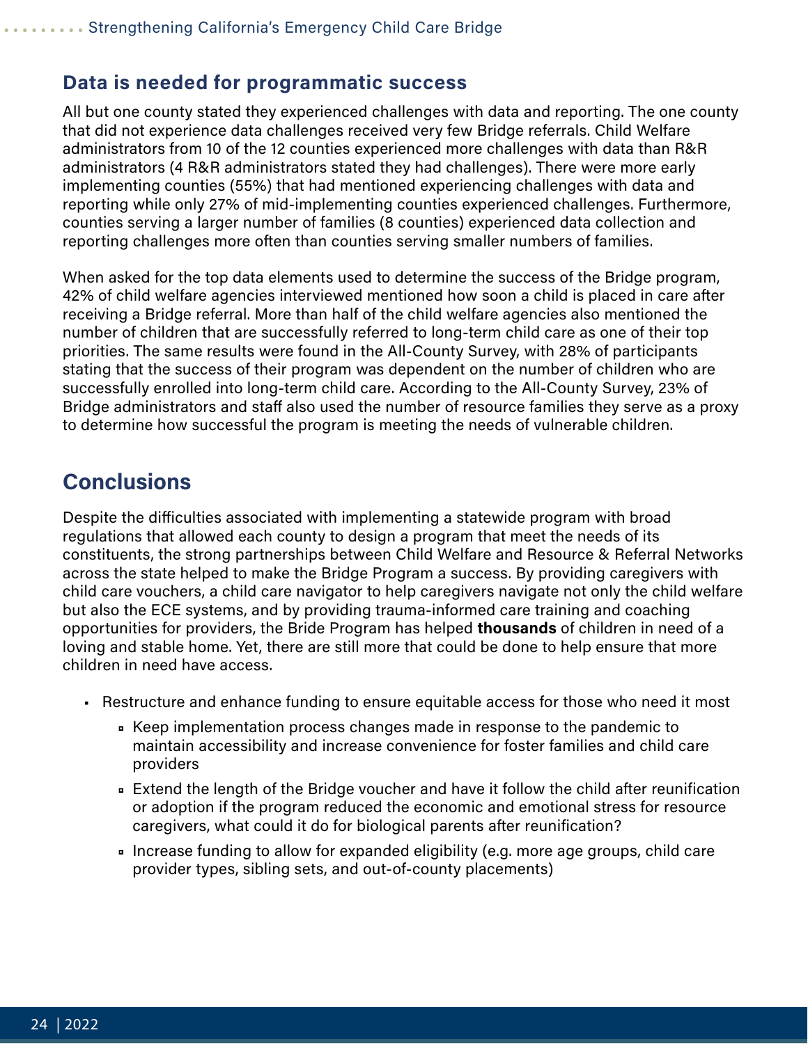## Data is needed for programmatic success

All but one county stated they experienced challenges with data and reporting. The one county that did not experience data challenges received very few Bridge referrals. Child Welfare administrators from 10 of the 12 counties experienced more challenges with data than R&R administrators (4 R&R administrators stated they had challenges). There were more early implementing counties (55%) that had mentioned experiencing challenges with data and reporting while only 27% of mid-implementing counties experienced challenges. Furthermore, counties serving a larger number of families (8 counties) experienced data collection and reporting challenges more often than counties serving smaller numbers of families.

When asked for the top data elements used to determine the success of the Bridge program, 42% of child welfare agencies interviewed mentioned how soon a child is placed in care after receiving a Bridge referral. More than half of the child welfare agencies also mentioned the number of children that are successfully referred to long-term child care as one of their top priorities. The same results were found in the All-County Survey, with 28% of participants stating that the success of their program was dependent on the number of children who are successfully enrolled into long-term child care. According to the All-County Survey, 23% of Bridge administrators and staff also used the number of resource families they serve as a proxy to determine how successful the program is meeting the needs of vulnerable children.

# Conclusions

Despite the difficulties associated with implementing a statewide program with broad regulations that allowed each county to design a program that meet the needs of its constituents, the strong partnerships between Child Welfare and Resource & Referral Networks across the state helped to make the Bridge Program a success. By providing caregivers with child care vouchers, a child care navigator to help caregivers navigate not only the child welfare but also the ECE systems, and by providing trauma-informed care training and coaching opportunities for providers, the Bride Program has helped **thousands** of children in need of a loving and stable home. Yet, there are still more that could be done to help ensure that more children in need have access.

- Restructure and enhance funding to ensure equitable access for those who need it most
  - Keep implementation process changes made in response to the pandemic to maintain accessibility and increase convenience for foster families and child care providers
  - Extend the length of the Bridge voucher and have it follow the child after reunification or adoption if the program reduced the economic and emotional stress for resource caregivers, what could it do for biological parents after reunification?
  - Increase funding to allow for expanded eligibility (e.g. more age groups, child care provider types, sibling sets, and out-of-county placements)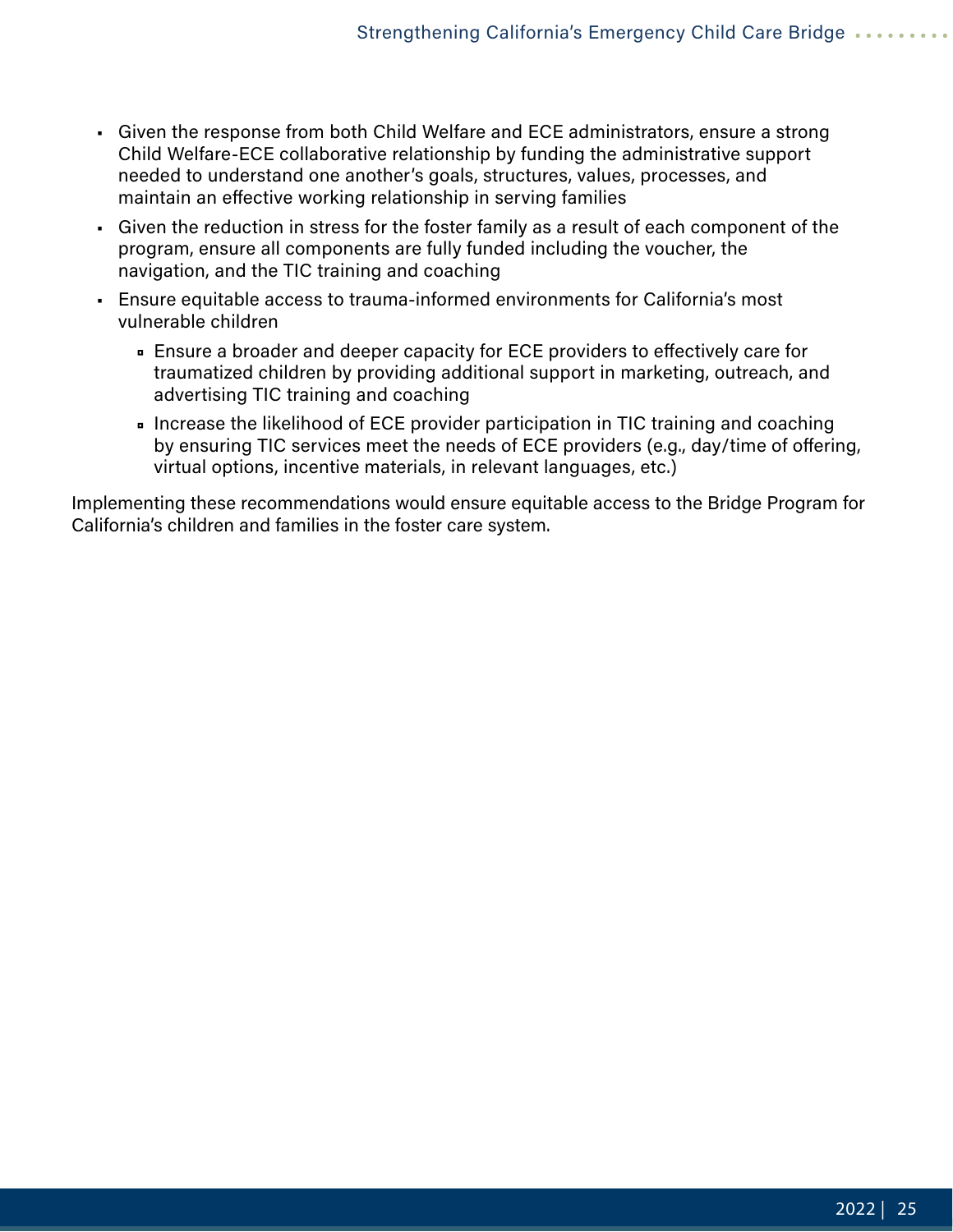- Given the response from both Child Welfare and ECE administrators, ensure a strong Child Welfare-ECE collaborative relationship by funding the administrative support needed to understand one another's goals, structures, values, processes, and maintain an effective working relationship in serving families
- Given the reduction in stress for the foster family as a result of each component of the program, ensure all components are fully funded including the voucher, the navigation, and the TIC training and coaching
- Ensure equitable access to trauma-informed environments for California's most vulnerable children
  - Ensure a broader and deeper capacity for ECE providers to effectively care for traumatized children by providing additional support in marketing, outreach, and advertising TIC training and coaching
  - Increase the likelihood of ECE provider participation in TIC training and coaching by ensuring TIC services meet the needs of ECE providers (e.g., day/time of offering, virtual options, incentive materials, in relevant languages, etc.)

Implementing these recommendations would ensure equitable access to the Bridge Program for California's children and families in the foster care system.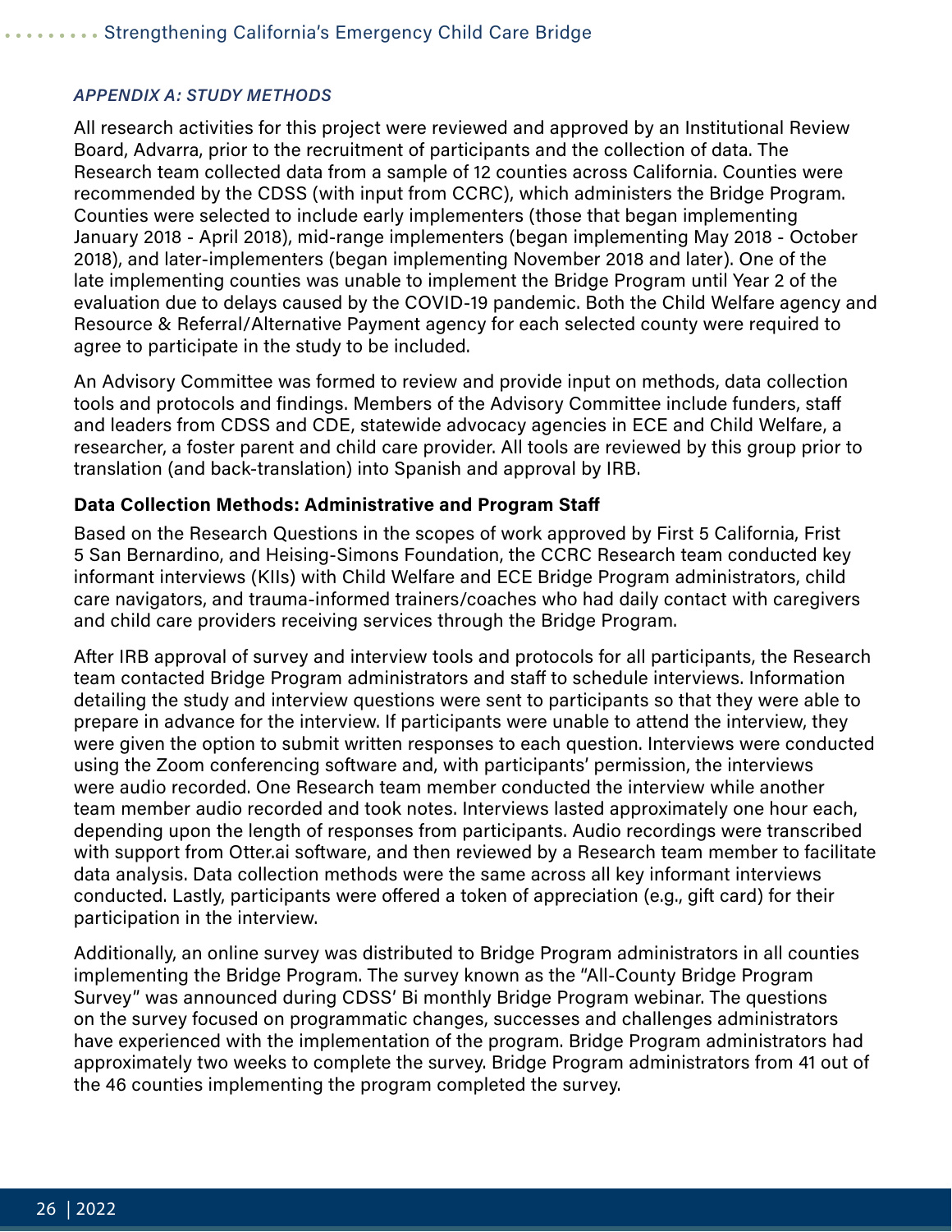## *APPENDIX A: STUDY METHODS*

All research activities for this project were reviewed and approved by an Institutional Review Board, Advarra, prior to the recruitment of participants and the collection of data. The Research team collected data from a sample of 12 counties across California. Counties were recommended by the CDSS (with input from CCRC), which administers the Bridge Program. Counties were selected to include early implementers (those that began implementing January 2018 - April 2018), mid-range implementers (began implementing May 2018 - October 2018), and later-implementers (began implementing November 2018 and later). One of the late implementing counties was unable to implement the Bridge Program until Year 2 of the evaluation due to delays caused by the COVID-19 pandemic. Both the Child Welfare agency and Resource & Referral/Alternative Payment agency for each selected county were required to agree to participate in the study to be included.

An Advisory Committee was formed to review and provide input on methods, data collection tools and protocols and findings. Members of the Advisory Committee include funders, staff and leaders from CDSS and CDE, statewide advocacy agencies in ECE and Child Welfare, a researcher, a foster parent and child care provider. All tools are reviewed by this group prior to translation (and back-translation) into Spanish and approval by IRB.

### Data Collection Methods: Administrative and Program Staff

Based on the Research Questions in the scopes of work approved by First 5 California, Frist 5 San Bernardino, and Heising-Simons Foundation, the CCRC Research team conducted key informant interviews (KIIs) with Child Welfare and ECE Bridge Program administrators, child care navigators, and trauma-informed trainers/coaches who had daily contact with caregivers and child care providers receiving services through the Bridge Program.

After IRB approval of survey and interview tools and protocols for all participants, the Research team contacted Bridge Program administrators and staff to schedule interviews. Information detailing the study and interview questions were sent to participants so that they were able to prepare in advance for the interview. If participants were unable to attend the interview, they were given the option to submit written responses to each question. Interviews were conducted using the Zoom conferencing software and, with participants' permission, the interviews were audio recorded. One Research team member conducted the interview while another team member audio recorded and took notes. Interviews lasted approximately one hour each, depending upon the length of responses from participants. Audio recordings were transcribed with support from Otter.ai software, and then reviewed by a Research team member to facilitate data analysis. Data collection methods were the same across all key informant interviews conducted. Lastly, participants were offered a token of appreciation (e.g., gift card) for their participation in the interview.

Additionally, an online survey was distributed to Bridge Program administrators in all counties implementing the Bridge Program. The survey known as the "All-County Bridge Program Survey" was announced during CDSS' Bi monthly Bridge Program webinar. The questions on the survey focused on programmatic changes, successes and challenges administrators have experienced with the implementation of the program. Bridge Program administrators had approximately two weeks to complete the survey. Bridge Program administrators from 41 out of the 46 counties implementing the program completed the survey.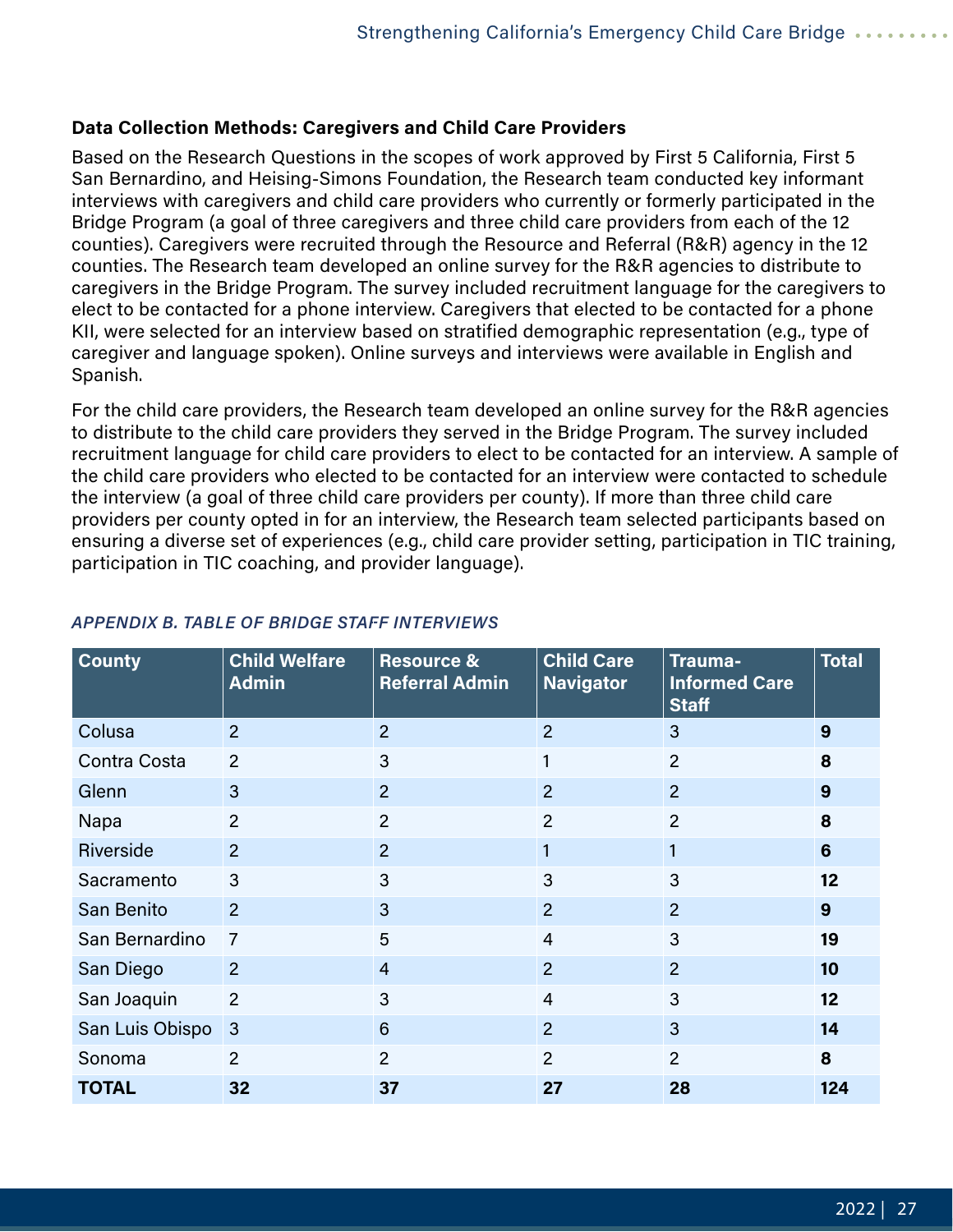**Data Collection Methods: Caregivers and Child Care Providers**

Based on the Research Questions in the scopes of work approved by First 5 California, First 5 San Bernardino, and Heising-Simons Foundation, the Research team conducted key informant interviews with caregivers and child care providers who currently or formerly participated in the Bridge Program (a goal of three caregivers and three child care providers from each of the 12 counties). Caregivers were recruited through the Resource and Referral (R&R) agency in the 12 counties. The Research team developed an online survey for the R&R agencies to distribute to caregivers in the Bridge Program. The survey included recruitment language for the caregivers to elect to be contacted for a phone interview. Caregivers that elected to be contacted for a phone KII, were selected for an interview based on stratified demographic representation (e.g., type of caregiver and language spoken). Online surveys and interviews were available in English and Spanish.

For the child care providers, the Research team developed an online survey for the R&R agencies to distribute to the child care providers they served in the Bridge Program. The survey included recruitment language for child care providers to elect to be contacted for an interview. A sample of the child care providers who elected to be contacted for an interview were contacted to schedule the interview (a goal of three child care providers per county). If more than three child care providers per county opted in for an interview, the Research team selected participants based on ensuring a diverse set of experiences (e.g., child care provider setting, participation in TIC training, participation in TIC coaching, and provider language).

*APPENDIX B. TABLE OF BRIDGE STAFF INTERVIEWS*

| County | Child Welfare Admin | Resource & Referral Admin | Child Care Navigator | Trauma-Informed Care Staff | Total |
|---|---|---|---|---|---|
| Colusa | 2 | 2 | 2 | 3 | **9** |
| Contra Costa | 2 | 3 | 1 | 2 | **8** |
| Glenn | 3 | 2 | 2 | 2 | **9** |
| Napa | 2 | 2 | 2 | 2 | **8** |
| Riverside | 2 | 2 | 1 | 1 | **6** |
| Sacramento | 3 | 3 | 3 | 3 | **12** |
| San Benito | 2 | 3 | 2 | 2 | **9** |
| San Bernardino | 7 | 5 | 4 | 3 | **19** |
| San Diego | 2 | 4 | 2 | 2 | **10** |
| San Joaquin | 2 | 3 | 4 | 3 | **12** |
| San Luis Obispo | 3 | 6 | 2 | 3 | **14** |
| Sonoma | 2 | 2 | 2 | 2 | **8** |
| **TOTAL** | **32** | **37** | **27** | **28** | **124** |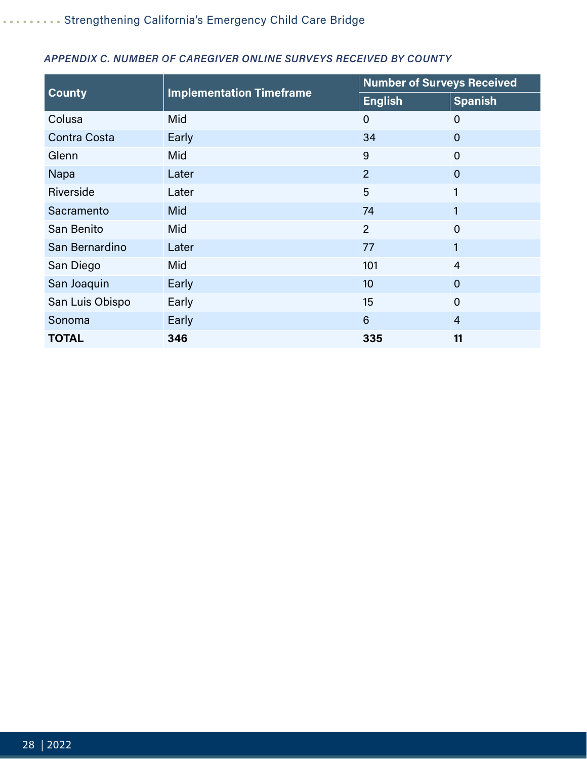*APPENDIX C. NUMBER OF CAREGIVER ONLINE SURVEYS RECEIVED BY COUNTY*

| County | Implementation Timeframe | Number of Surveys Received | |
|---|---|---|---|
| | | English | Spanish |
| Colusa | Mid | 0 | 0 |
| Contra Costa | Early | 34 | 0 |
| Glenn | Mid | 9 | 0 |
| Napa | Later | 2 | 0 |
| Riverside | Later | 5 | 1 |
| Sacramento | Mid | 74 | 1 |
| San Benito | Mid | 2 | 0 |
| San Bernardino | Later | 77 | 1 |
| San Diego | Mid | 101 | 4 |
| San Joaquin | Early | 10 | 0 |
| San Luis Obispo | Early | 15 | 0 |
| Sonoma | Early | 6 | 4 |
| **TOTAL** | **346** | **335** | **11** |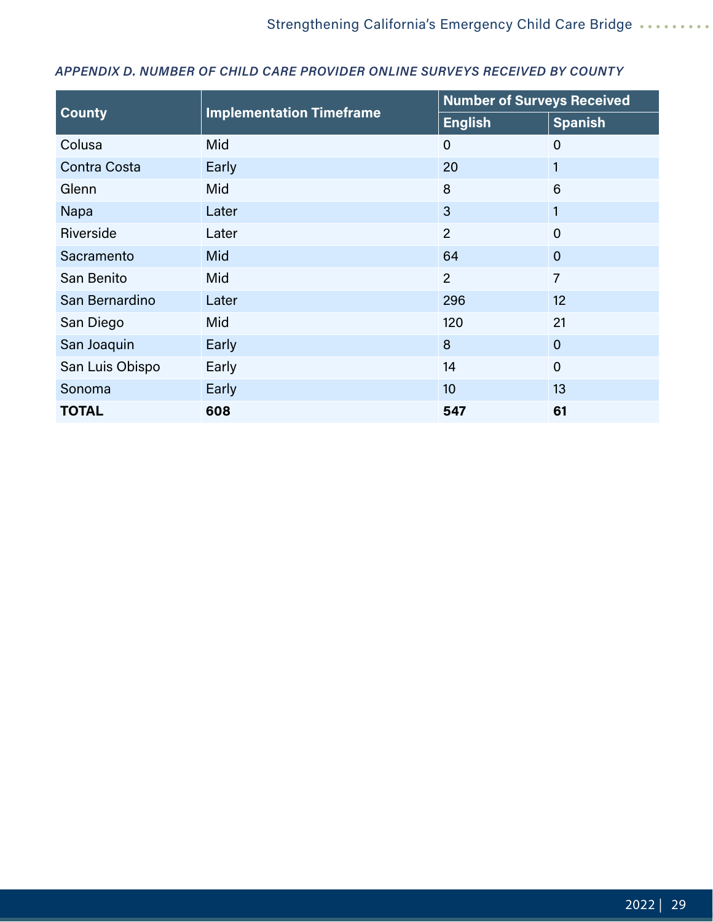### *APPENDIX D. NUMBER OF CHILD CARE PROVIDER ONLINE SURVEYS RECEIVED BY COUNTY*

| County | Implementation Timeframe | Number of Surveys Received | |
|---|---|---|---|
| | | English | Spanish |
| Colusa | Mid | 0 | 0 |
| Contra Costa | Early | 20 | 1 |
| Glenn | Mid | 8 | 6 |
| Napa | Later | 3 | 1 |
| Riverside | Later | 2 | 0 |
| Sacramento | Mid | 64 | 0 |
| San Benito | Mid | 2 | 7 |
| San Bernardino | Later | 296 | 12 |
| San Diego | Mid | 120 | 21 |
| San Joaquin | Early | 8 | 0 |
| San Luis Obispo | Early | 14 | 0 |
| Sonoma | Early | 10 | 13 |
| **TOTAL** | **608** | **547** | **61** |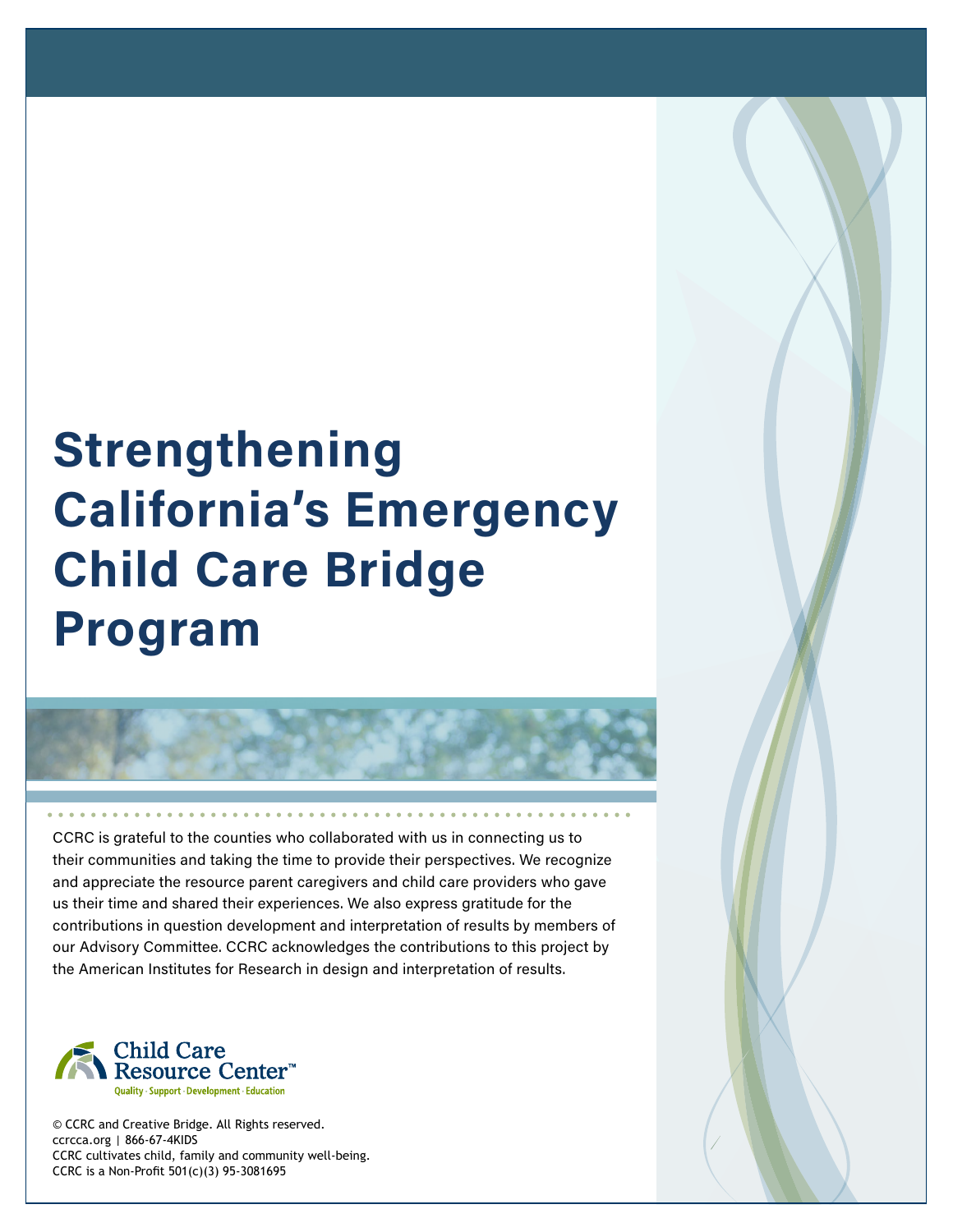# Strengthening California's Emergency Child Care Bridge Program

CCRC is grateful to the counties who collaborated with us in connecting us to their communities and taking the time to provide their perspectives. We recognize and appreciate the resource parent caregivers and child care providers who gave us their time and shared their experiences. We also express gratitude for the contributions in question development and interpretation of results by members of our Advisory Committee. CCRC acknowledges the contributions to this project by the American Institutes for Research in design and interpretation of results.

Child Care Resource Center™

Quality · Support · Development · Education

© CCRC and Creative Bridge. All Rights reserved.
ccrcca.org | 866-67-4KIDS
CCRC cultivates child, family and community well-being.
CCRC is a Non-Profit 501(c)(3) 95-3081695